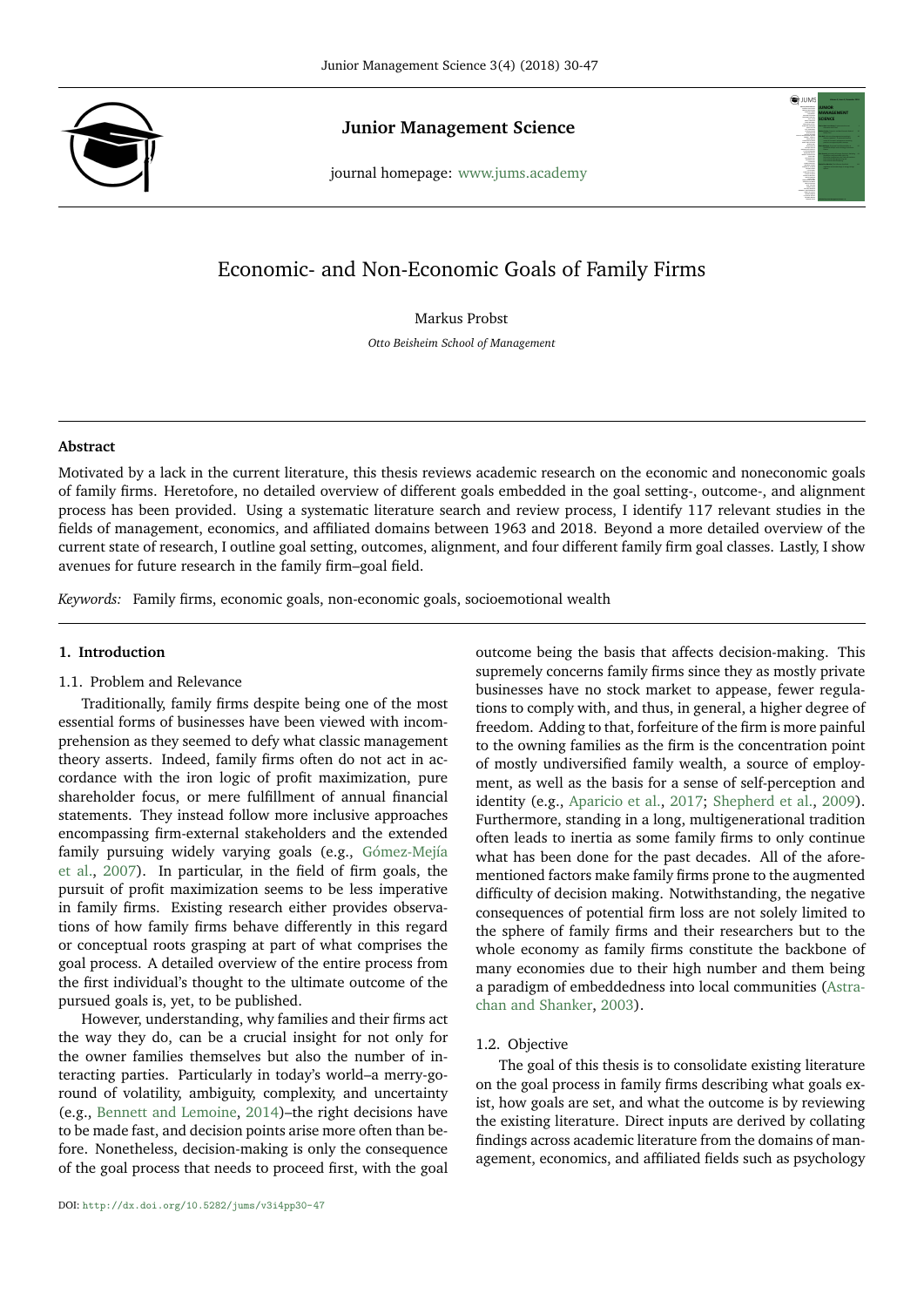Junior Management Science

journal homepage: www.jums.academy

# Economic- and Non-Economic Goals of Family Firms

Markus Probst

*Otto Beisheim School of Management*

### Abstract

Motivated by a lack in the current literature, this thesis reviews academic research on the economic and noneconomic goals of family firms. Heretofore, no detailed overview of different goals embedded in the goal setting-, outcome-, and alignment process has been provided. Using a systematic literature search and review process, I identify 117 relevant studies in the fields of management, economics, and affiliated domains between 1963 and 2018. Beyond a more detailed overview of the current state of research, I outline goal setting, outcomes, alignment, and four different family firm goal classes. Lastly, I show avenues for future research in the family firm–goal field.

*Keywords:* Family firms, economic goals, non-economic goals, socioemotional wealth

## 1. Introduction

### 1.1. Problem and Relevance

Traditionally, family firms despite being one of the most essential forms of businesses have been viewed with incomprehension as they seemed to defy what classic management theory asserts. Indeed, family firms often do not act in accordance with the iron logic of profit maximization, pure shareholder focus, or mere fulfillment of annual financial statements. They instead follow more inclusive approaches encompassing firm-external stakeholders and the extended family pursuing widely varying goals (e.g., Gómez-Mejía et al., 2007). In particular, in the field of firm goals, the pursuit of profit maximization seems to be less imperative in family firms. Existing research either provides observations of how family firms behave differently in this regard or conceptual roots grasping at part of what comprises the goal process. A detailed overview of the entire process from the first individual's thought to the ultimate outcome of the pursued goals is, yet, to be published.

However, understanding, why families and their firms act the way they do, can be a crucial insight for not only for the owner families themselves but also the number of interacting parties. Particularly in today's world–a merry-go-round of volatility, ambiguity, complexity, and uncertainty (e.g., Bennett and Lemoine, 2014)–the right decisions have to be made fast, and decision points arise more often than before. Nonetheless, decision-making is only the consequence of the goal process that needs to proceed first, with the goal outcome being the basis that affects decision-making. This supremely concerns family firms since they as mostly private businesses have no stock market to appease, fewer regulations to comply with, and thus, in general, a higher degree of freedom. Adding to that, forfeiture of the firm is more painful to the owning families as the firm is the concentration point of mostly undiversified family wealth, a source of employment, as well as the basis for a sense of self-perception and identity (e.g., Aparicio et al., 2017; Shepherd et al., 2009). Furthermore, standing in a long, multigenerational tradition often leads to inertia as some family firms to only continue what has been done for the past decades. All of the aforementioned factors make family firms prone to the augmented difficulty of decision making. Notwithstanding, the negative consequences of potential firm loss are not solely limited to the sphere of family firms and their researchers but to the whole economy as family firms constitute the backbone of many economies due to their high number and them being a paradigm of embeddedness into local communities (Astrachan and Shanker, 2003).

### 1.2. Objective

The goal of this thesis is to consolidate existing literature on the goal process in family firms describing what goals exist, how goals are set, and what the outcome is by reviewing the existing literature. Direct inputs are derived by collating findings across academic literature from the domains of management, economics, and affiliated fields such as psychology

DOI: http://dx.doi.org/10.5282/jums/v3i4pp30-47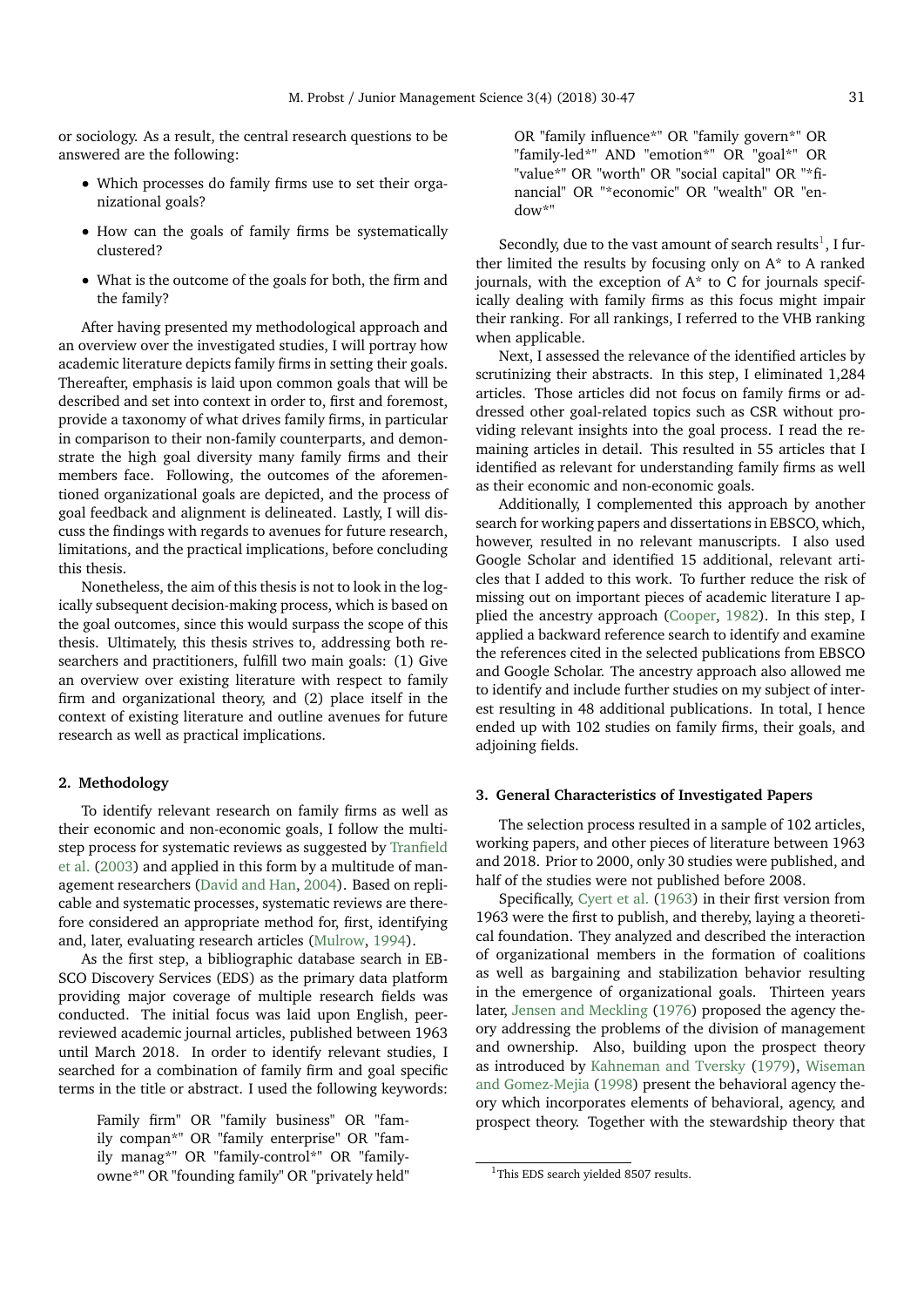or sociology. As a result, the central research questions to be answered are the following:

- Which processes do family firms use to set their organizational goals?
- How can the goals of family firms be systematically clustered?
- What is the outcome of the goals for both, the firm and the family?

After having presented my methodological approach and an overview over the investigated studies, I will portray how academic literature depicts family firms in setting their goals. Thereafter, emphasis is laid upon common goals that will be described and set into context in order to, first and foremost, provide a taxonomy of what drives family firms, in particular in comparison to their non-family counterparts, and demonstrate the high goal diversity many family firms and their members face. Following, the outcomes of the aforementioned organizational goals are depicted, and the process of goal feedback and alignment is delineated. Lastly, I will discuss the findings with regards to avenues for future research, limitations, and the practical implications, before concluding this thesis.

Nonetheless, the aim of this thesis is not to look in the logically subsequent decision-making process, which is based on the goal outcomes, since this would surpass the scope of this thesis. Ultimately, this thesis strives to, addressing both researchers and practitioners, fulfill two main goals: (1) Give an overview over existing literature with respect to family firm and organizational theory, and (2) place itself in the context of existing literature and outline avenues for future research as well as practical implications.

## 2. Methodology

To identify relevant research on family firms as well as their economic and non-economic goals, I follow the multi-step process for systematic reviews as suggested by Tranfield et al. (2003) and applied in this form by a multitude of management researchers (David and Han, 2004). Based on replicable and systematic processes, systematic reviews are therefore considered an appropriate method for, first, identifying and, later, evaluating research articles (Mulrow, 1994).

As the first step, a bibliographic database search in EBSCO Discovery Services (EDS) as the primary data platform providing major coverage of multiple research fields was conducted. The initial focus was laid upon English, peer-reviewed academic journal articles, published between 1963 until March 2018. In order to identify relevant studies, I searched for a combination of family firm and goal specific terms in the title or abstract. I used the following keywords:

> Family firm" OR "family business" OR "family compan*" OR "family enterprise" OR "family manag*" OR "family-control*" OR "family-owne*" OR "founding family" OR "privately held" OR "family influence*" OR "family govern*" OR "family-led*" AND "emotion*" OR "goal*" OR "value*" OR "worth" OR "social capital" OR "*financial" OR "*economic" OR "wealth" OR "endow*"

Secondly, due to the vast amount of search results[1], I further limited the results by focusing only on A* to A ranked journals, with the exception of A* to C for journals specifically dealing with family firms as this focus might impair their ranking. For all rankings, I referred to the VHB ranking when applicable.

Next, I assessed the relevance of the identified articles by scrutinizing their abstracts. In this step, I eliminated 1,284 articles. Those articles did not focus on family firms or addressed other goal-related topics such as CSR without providing relevant insights into the goal process. I read the remaining articles in detail. This resulted in 55 articles that I identified as relevant for understanding family firms as well as their economic and non-economic goals.

Additionally, I complemented this approach by another search for working papers and dissertations in EBSCO, which, however, resulted in no relevant manuscripts. I also used Google Scholar and identified 15 additional, relevant articles that I added to this work. To further reduce the risk of missing out on important pieces of academic literature I applied the ancestry approach (Cooper, 1982). In this step, I applied a backward reference search to identify and examine the references cited in the selected publications from EBSCO and Google Scholar. The ancestry approach also allowed me to identify and include further studies on my subject of interest resulting in 48 additional publications. In total, I hence ended up with 102 studies on family firms, their goals, and adjoining fields.

## 3. General Characteristics of Investigated Papers

The selection process resulted in a sample of 102 articles, working papers, and other pieces of literature between 1963 and 2018. Prior to 2000, only 30 studies were published, and half of the studies were not published before 2008.

Specifically, Cyert et al. (1963) in their first version from 1963 were the first to publish, and thereby, laying a theoretical foundation. They analyzed and described the interaction of organizational members in the formation of coalitions as well as bargaining and stabilization behavior resulting in the emergence of organizational goals. Thirteen years later, Jensen and Meckling (1976) proposed the agency theory addressing the problems of the division of management and ownership. Also, building upon the prospect theory as introduced by Kahneman and Tversky (1979), Wiseman and Gomez-Mejia (1998) present the behavioral agency theory which incorporates elements of behavioral, agency, and prospect theory. Together with the stewardship theory that

[1] This EDS search yielded 8507 results.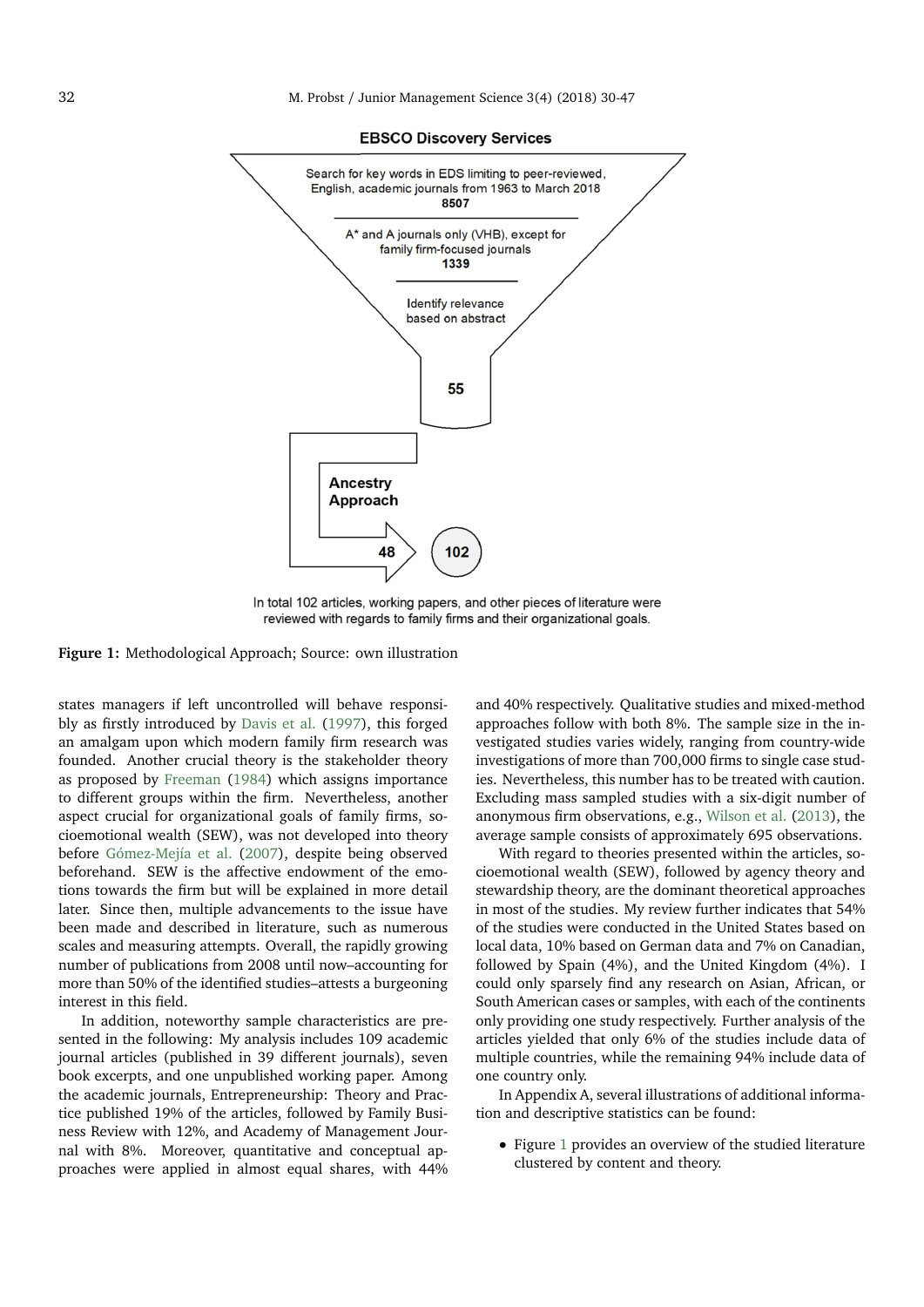EBSCO Discovery Services

Search for key words in EDS limiting to peer-reviewed, English, academic journals from 1963 to March 2018
**8507**

A* and A journals only (VHB), except for family firm-focused journals
**1339**

Identify relevance based on abstract

**55**

**Ancestry Approach**

**48** **102**

In total 102 articles, working papers, and other pieces of literature were reviewed with regards to family firms and their organizational goals.

**Figure 1:** Methodological Approach; Source: own illustration

states managers if left uncontrolled will behave responsibly as firstly introduced by Davis et al. (1997), this forged an amalgam upon which modern family firm research was founded. Another crucial theory is the stakeholder theory as proposed by Freeman (1984) which assigns importance to different groups within the firm. Nevertheless, another aspect crucial for organizational goals of family firms, socioemotional wealth (SEW), was not developed into theory before Gómez-Mejía et al. (2007), despite being observed beforehand. SEW is the affective endowment of the emotions towards the firm but will be explained in more detail later. Since then, multiple advancements to the issue have been made and described in literature, such as numerous scales and measuring attempts. Overall, the rapidly growing number of publications from 2008 until now–accounting for more than 50% of the identified studies–attests a burgeoning interest in this field.

In addition, noteworthy sample characteristics are presented in the following: My analysis includes 109 academic journal articles (published in 39 different journals), seven book excerpts, and one unpublished working paper. Among the academic journals, Entrepreneurship: Theory and Practice published 19% of the articles, followed by Family Business Review with 12%, and Academy of Management Journal with 8%. Moreover, quantitative and conceptual approaches were applied in almost equal shares, with 44% and 40% respectively. Qualitative studies and mixed-method approaches follow with both 8%. The sample size in the investigated studies varies widely, ranging from country-wide investigations of more than 700,000 firms to single case studies. Nevertheless, this number has to be treated with caution. Excluding mass sampled studies with a six-digit number of anonymous firm observations, e.g., Wilson et al. (2013), the average sample consists of approximately 695 observations.

With regard to theories presented within the articles, socioemotional wealth (SEW), followed by agency theory and stewardship theory, are the dominant theoretical approaches in most of the studies. My review further indicates that 54% of the studies were conducted in the United States based on local data, 10% based on German data and 7% on Canadian, followed by Spain (4%), and the United Kingdom (4%). I could only sparsely find any research on Asian, African, or South American cases or samples, with each of the continents only providing one study respectively. Further analysis of the articles yielded that only 6% of the studies include data of multiple countries, while the remaining 94% include data of one country only.

In Appendix A, several illustrations of additional information and descriptive statistics can be found:

- Figure 1 provides an overview of the studied literature clustered by content and theory.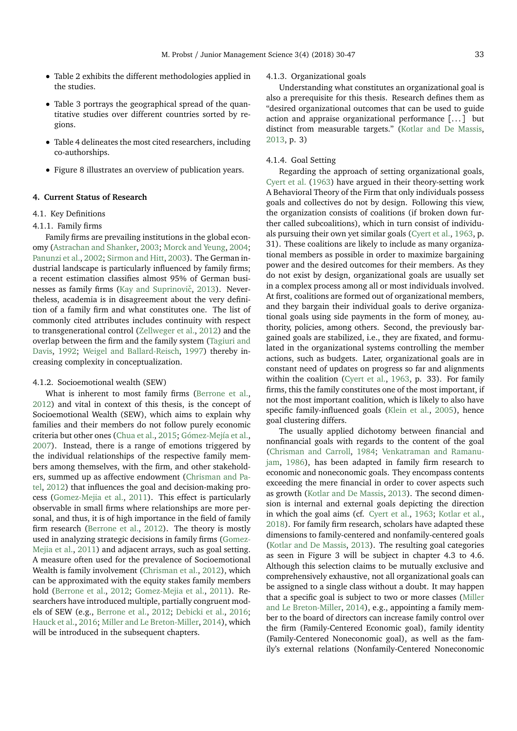- Table 2 exhibits the different methodologies applied in the studies.
- Table 3 portrays the geographical spread of the quantitative studies over different countries sorted by regions.
- Table 4 delineates the most cited researchers, including co-authorships.
- Figure 8 illustrates an overview of publication years.

## 4. Current Status of Research

### 4.1. Key Definitions

#### 4.1.1. Family firms

Family firms are prevailing institutions in the global economy (Astrachan and Shanker, 2003; Morck and Yeung, 2004; Panunzi et al., 2002; Sirmon and Hitt, 2003). The German industrial landscape is particularly influenced by family firms; a recent estimation classifies almost 95% of German businesses as family firms (Kay and Suprinovič, 2013). Nevertheless, academia is in disagreement about the very definition of a family firm and what constitutes one. The list of commonly cited attributes includes continuity with respect to transgenerational control (Zellweger et al., 2012) and the overlap between the firm and the family system (Tagiuri and Davis, 1992; Weigel and Ballard-Reisch, 1997) thereby increasing complexity in conceptualization.

#### 4.1.2. Socioemotional wealth (SEW)

What is inherent to most family firms (Berrone et al., 2012) and vital in context of this thesis, is the concept of Socioemotional Wealth (SEW), which aims to explain why families and their members do not follow purely economic criteria but other ones (Chua et al., 2015; Gómez-Mejía et al., 2007). Instead, there is a range of emotions triggered by the individual relationships of the respective family members among themselves, with the firm, and other stakeholders, summed up as affective endowment (Chrisman and Patel, 2012) that influences the goal and decision-making process (Gomez-Mejia et al., 2011). This effect is particularly observable in small firms where relationships are more personal, and thus, it is of high importance in the field of family firm research (Berrone et al., 2012). The theory is mostly used in analyzing strategic decisions in family firms (Gomez-Mejia et al., 2011) and adjacent arrays, such as goal setting. A measure often used for the prevalence of Socioemotional Wealth is family involvement (Chrisman et al., 2012), which can be approximated with the equity stakes family members hold (Berrone et al., 2012; Gomez-Mejia et al., 2011). Researchers have introduced multiple, partially congruent models of SEW (e.g., Berrone et al., 2012; Debicki et al., 2016; Hauck et al., 2016; Miller and Le Breton-Miller, 2014), which will be introduced in the subsequent chapters.

#### 4.1.3. Organizational goals

Understanding what constitutes an organizational goal is also a prerequisite for this thesis. Research defines them as "desired organizational outcomes that can be used to guide action and appraise organizational performance [. . . ] but distinct from measurable targets." (Kotlar and De Massis, 2013, p. 3)

#### 4.1.4. Goal Setting

Regarding the approach of setting organizational goals, Cyert et al. (1963) have argued in their theory-setting work A Behavioral Theory of the Firm that only individuals possess goals and collectives do not by design. Following this view, the organization consists of coalitions (if broken down further called subcoalitions), which in turn consist of individuals pursuing their own yet similar goals (Cyert et al., 1963, p. 31). These coalitions are likely to include as many organizational members as possible in order to maximize bargaining power and the desired outcomes for their members. As they do not exist by design, organizational goals are usually set in a complex process among all or most individuals involved. At first, coalitions are formed out of organizational members, and they bargain their individual goals to derive organizational goals using side payments in the form of money, authority, policies, among others. Second, the previously bargained goals are stabilized, i.e., they are fixated, and formulated in the organizational systems controlling the member actions, such as budgets. Later, organizational goals are in constant need of updates on progress so far and alignments within the coalition (Cyert et al., 1963, p. 33). For family firms, this the family constitutes one of the most important, if not the most important coalition, which is likely to also have specific family-influenced goals (Klein et al., 2005), hence goal clustering differs.

The usually applied dichotomy between financial and nonfinancial goals with regards to the content of the goal (Chrisman and Carroll, 1984; Venkatraman and Ramanujam, 1986), has been adapted in family firm research to economic and noneconomic goals. They encompass contents exceeding the mere financial in order to cover aspects such as growth (Kotlar and De Massis, 2013). The second dimension is internal and external goals depicting the direction in which the goal aims (cf. Cyert et al., 1963; Kotlar et al., 2018). For family firm research, scholars have adapted these dimensions to family-centered and nonfamily-centered goals (Kotlar and De Massis, 2013). The resulting goal categories as seen in Figure 3 will be subject in chapter 4.3 to 4.6. Although this selection claims to be mutually exclusive and comprehensively exhaustive, not all organizational goals can be assigned to a single class without a doubt. It may happen that a specific goal is subject to two or more classes (Miller and Le Breton-Miller, 2014), e.g., appointing a family member to the board of directors can increase family control over the firm (Family-Centered Economic goal), family identity (Family-Centered Noneconomic goal), as well as the family's external relations (Nonfamily-Centered Noneconomic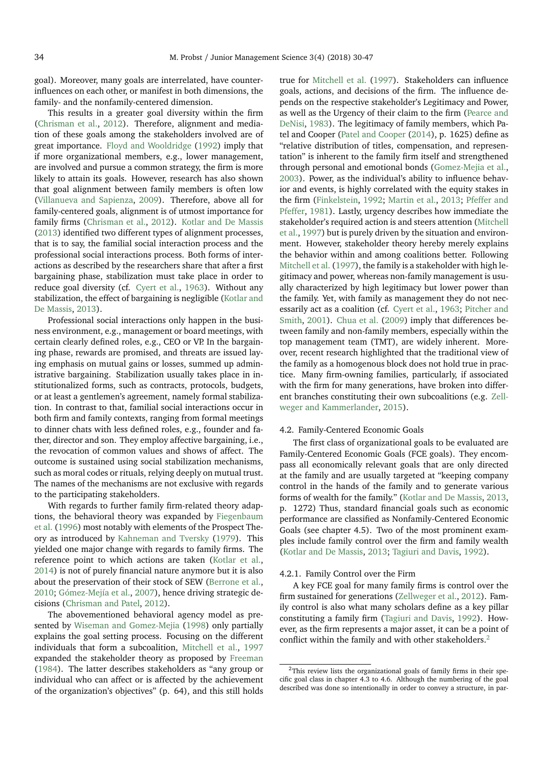goal). Moreover, many goals are interrelated, have counter-influences on each other, or manifest in both dimensions, the family- and the nonfamily-centered dimension.

This results in a greater goal diversity within the firm (Chrisman et al., 2012). Therefore, alignment and mediation of these goals among the stakeholders involved are of great importance. Floyd and Wooldridge (1992) imply that if more organizational members, e.g., lower management, are involved and pursue a common strategy, the firm is more likely to attain its goals. However, research has also shown that goal alignment between family members is often low (Villanueva and Sapienza, 2009). Therefore, above all for family-centered goals, alignment is of utmost importance for family firms (Chrisman et al., 2012). Kotlar and De Massis (2013) identified two different types of alignment processes, that is to say, the familial social interaction process and the professional social interactions process. Both forms of interactions as described by the researchers share that after a first bargaining phase, stabilization must take place in order to reduce goal diversity (cf. Cyert et al., 1963). Without any stabilization, the effect of bargaining is negligible (Kotlar and De Massis, 2013).

Professional social interactions only happen in the business environment, e.g., management or board meetings, with certain clearly defined roles, e.g., CEO or VP. In the bargaining phase, rewards are promised, and threats are issued laying emphasis on mutual gains or losses, summed up administrative bargaining. Stabilization usually takes place in institutionalized forms, such as contracts, protocols, budgets, or at least a gentlemen's agreement, namely formal stabilization. In contrast to that, familial social interactions occur in both firm and family contexts, ranging from formal meetings to dinner chats with less defined roles, e.g., founder and father, director and son. They employ affective bargaining, i.e., the revocation of common values and shows of affect. The outcome is sustained using social stabilization mechanisms, such as moral codes or rituals, relying deeply on mutual trust. The names of the mechanisms are not exclusive with regards to the participating stakeholders.

With regards to further family firm-related theory adaptions, the behavioral theory was expanded by Fiegenbaum et al. (1996) most notably with elements of the Prospect Theory as introduced by Kahneman and Tversky (1979). This yielded one major change with regards to family firms. The reference point to which actions are taken (Kotlar et al., 2014) is not of purely financial nature anymore but it is also about the preservation of their stock of SEW (Berrone et al., 2010; Gómez-Mejía et al., 2007), hence driving strategic decisions (Chrisman and Patel, 2012).

The abovementioned behavioral agency model as presented by Wiseman and Gomez-Mejia (1998) only partially explains the goal setting process. Focusing on the different individuals that form a subcoalition, Mitchell et al., 1997 expanded the stakeholder theory as proposed by Freeman (1984). The latter describes stakeholders as "any group or individual who can affect or is affected by the achievement of the organization's objectives" (p. 64), and this still holds true for Mitchell et al. (1997). Stakeholders can influence goals, actions, and decisions of the firm. The influence depends on the respective stakeholder's Legitimacy and Power, as well as the Urgency of their claim to the firm (Pearce and DeNisi, 1983). The legitimacy of family members, which Patel and Cooper (Patel and Cooper (2014), p. 1625) define as "relative distribution of titles, compensation, and representation" is inherent to the family firm itself and strengthened through personal and emotional bonds (Gomez-Mejia et al., 2003). Power, as the individual's ability to influence behavior and events, is highly correlated with the equity stakes in the firm (Finkelstein, 1992; Martin et al., 2013; Pfeffer and Pfeffer, 1981). Lastly, urgency describes how immediate the stakeholder's required action is and steers attention (Mitchell et al., 1997) but is purely driven by the situation and environment. However, stakeholder theory hereby merely explains the behavior within and among coalitions better. Following Mitchell et al. (1997), the family is a stakeholder with high legitimacy and power, whereas non-family management is usually characterized by high legitimacy but lower power than the family. Yet, with family as management they do not necessarily act as a coalition (cf. Cyert et al., 1963; Pitcher and Smith, 2001). Chua et al. (2009) imply that differences between family and non-family members, especially within the top management team (TMT), are widely inherent. Moreover, recent research highlighted that the traditional view of the family as a homogenous block does not hold true in practice. Many firm-owning families, particularly, if associated with the firm for many generations, have broken into different branches constituting their own subcoalitions (e.g. Zellweger and Kammerlander, 2015).

### 4.2. Family-Centered Economic Goals

The first class of organizational goals to be evaluated are Family-Centered Economic Goals (FCE goals). They encompass all economically relevant goals that are only directed at the family and are usually targeted at "keeping company control in the hands of the family and to generate various forms of wealth for the family." (Kotlar and De Massis, 2013, p. 1272) Thus, standard financial goals such as economic performance are classified as Nonfamily-Centered Economic Goals (see chapter 4.5). Two of the most prominent examples include family control over the firm and family wealth (Kotlar and De Massis, 2013; Tagiuri and Davis, 1992).

#### 4.2.1. Family Control over the Firm

A key FCE goal for many family firms is control over the firm sustained for generations (Zellweger et al., 2012). Family control is also what many scholars define as a key pillar constituting a family firm (Tagiuri and Davis, 1992). However, as the firm represents a major asset, it can be a point of conflict within the family and with other stakeholders.[2]

[2] This review lists the organizational goals of family firms in their specific goal class in chapter 4.3 to 4.6. Although the numbering of the goal described was done so intentionally in order to convey a structure, in par-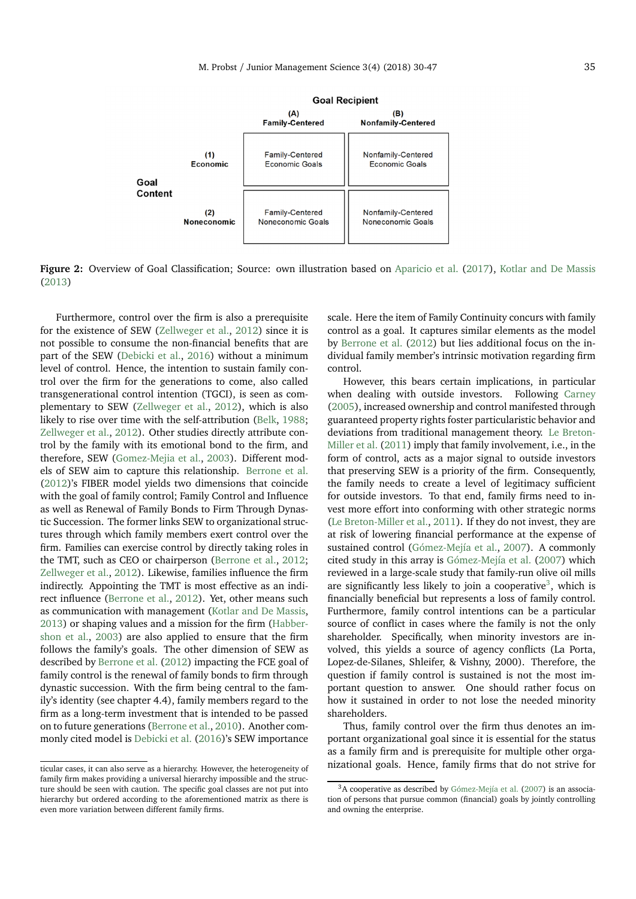| | | Goal Recipient | |
|---|---|---|---|
| | | **(A) Family-Centered** | **(B) Nonfamily-Centered** |
| **Goal Content** | **(1) Economic** | Family-Centered Economic Goals | Nonfamily-Centered Economic Goals |
| | **(2) Noneconomic** | Family-Centered Noneconomic Goals | Nonfamily-Centered Noneconomic Goals |

**Figure 2:** Overview of Goal Classification; Source: own illustration based on Aparicio et al. (2017), Kotlar and De Massis (2013)

Furthermore, control over the firm is also a prerequisite for the existence of SEW (Zellweger et al., 2012) since it is not possible to consume the non-financial benefits that are part of the SEW (Debicki et al., 2016) without a minimum level of control. Hence, the intention to sustain family control over the firm for the generations to come, also called transgenerational control intention (TGCI), is seen as complementary to SEW (Zellweger et al., 2012), which is also likely to rise over time with the self-attribution (Belk, 1988; Zellweger et al., 2012). Other studies directly attribute control by the family with its emotional bond to the firm, and therefore, SEW (Gomez-Mejia et al., 2003). Different models of SEW aim to capture this relationship. Berrone et al. (2012)'s FIBER model yields two dimensions that coincide with the goal of family control; Family Control and Influence as well as Renewal of Family Bonds to Firm Through Dynastic Succession. The former links SEW to organizational structures through which family members exert control over the firm. Families can exercise control by directly taking roles in the TMT, such as CEO or chairperson (Berrone et al., 2012; Zellweger et al., 2012). Likewise, families influence the firm indirectly. Appointing the TMT is most effective as an indirect influence (Berrone et al., 2012). Yet, other means such as communication with management (Kotlar and De Massis, 2013) or shaping values and a mission for the firm (Habbershon et al., 2003) are also applied to ensure that the firm follows the family's goals. The other dimension of SEW as described by Berrone et al. (2012) impacting the FCE goal of family control is the renewal of family bonds to firm through dynastic succession. With the firm being central to the family's identity (see chapter 4.4), family members regard to the firm as a long-term investment that is intended to be passed on to future generations (Berrone et al., 2010). Another commonly cited model is Debicki et al. (2016)'s SEW importance scale. Here the item of Family Continuity concurs with family control as a goal. It captures similar elements as the model by Berrone et al. (2012) but lies additional focus on the individual family member's intrinsic motivation regarding firm control.

However, this bears certain implications, in particular when dealing with outside investors. Following Carney (2005), increased ownership and control manifested through guaranteed property rights foster particularistic behavior and deviations from traditional management theory. Le Breton-Miller et al. (2011) imply that family involvement, i.e., in the form of control, acts as a major signal to outside investors that preserving SEW is a priority of the firm. Consequently, the family needs to create a level of legitimacy sufficient for outside investors. To that end, family firms need to invest more effort into conforming with other strategic norms (Le Breton-Miller et al., 2011). If they do not invest, they are at risk of lowering financial performance at the expense of sustained control (Gómez-Mejía et al., 2007). A commonly cited study in this array is Gómez-Mejía et al. (2007) which reviewed in a large-scale study that family-run olive oil mills are significantly less likely to join a cooperative[3], which is financially beneficial but represents a loss of family control. Furthermore, family control intentions can be a particular source of conflict in cases where the family is not the only shareholder. Specifically, when minority investors are involved, this yields a source of agency conflicts (La Porta, Lopez-de-Silanes, Shleifer, & Vishny, 2000). Therefore, the question if family control is sustained is not the most important question to answer. One should rather focus on how it sustained in order to not lose the needed minority shareholders.

Thus, family control over the firm thus denotes an important organizational goal since it is essential for the status as a family firm and is prerequisite for multiple other organizational goals. Hence, family firms that do not strive for

---

ticular cases, it can also serve as a hierarchy. However, the heterogeneity of family firm makes providing a universal hierarchy impossible and the structure should be seen with caution. The specific goal classes are not put into hierarchy but ordered according to the aforementioned matrix as there is even more variation between different family firms.

[3] A cooperative as described by Gómez-Mejía et al. (2007) is an association of persons that pursue common (financial) goals by jointly controlling and owning the enterprise.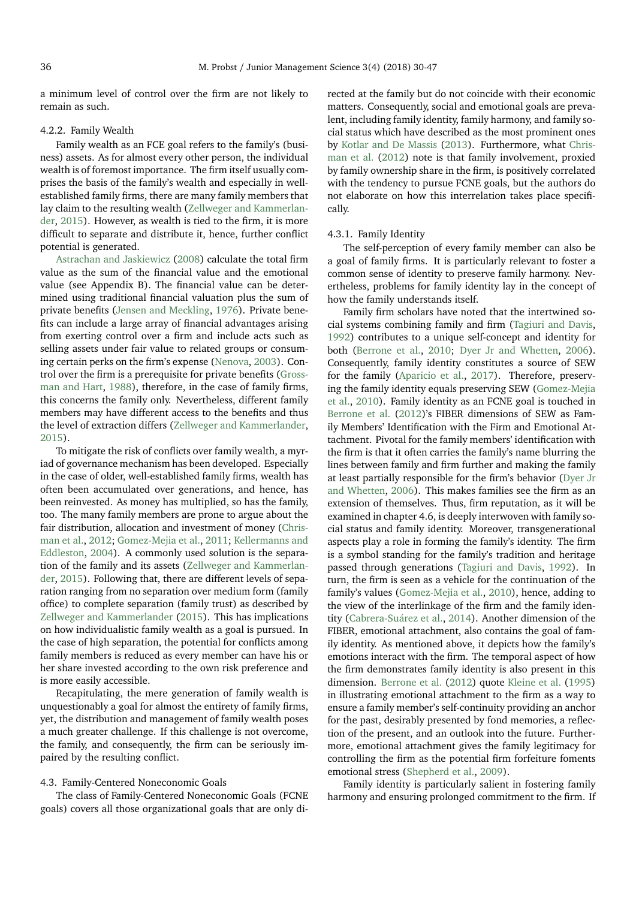a minimum level of control over the firm are not likely to remain as such.

#### 4.2.2. Family Wealth

Family wealth as an FCE goal refers to the family's (business) assets. As for almost every other person, the individual wealth is of foremost importance. The firm itself usually comprises the basis of the family's wealth and especially in well-established family firms, there are many family members that lay claim to the resulting wealth (Zellweger and Kammerlander, 2015). However, as wealth is tied to the firm, it is more difficult to separate and distribute it, hence, further conflict potential is generated.

Astrachan and Jaskiewicz (2008) calculate the total firm value as the sum of the financial value and the emotional value (see Appendix B). The financial value can be determined using traditional financial valuation plus the sum of private benefits (Jensen and Meckling, 1976). Private benefits can include a large array of financial advantages arising from exerting control over a firm and include acts such as selling assets under fair value to related groups or consuming certain perks on the firm's expense (Nenova, 2003). Control over the firm is a prerequisite for private benefits (Grossman and Hart, 1988), therefore, in the case of family firms, this concerns the family only. Nevertheless, different family members may have different access to the benefits and thus the level of extraction differs (Zellweger and Kammerlander, 2015).

To mitigate the risk of conflicts over family wealth, a myriad of governance mechanism has been developed. Especially in the case of older, well-established family firms, wealth has often been accumulated over generations, and hence, has been reinvested. As money has multiplied, so has the family, too. The many family members are prone to argue about the fair distribution, allocation and investment of money (Chrisman et al., 2012; Gomez-Mejia et al., 2011; Kellermanns and Eddleston, 2004). A commonly used solution is the separation of the family and its assets (Zellweger and Kammerlander, 2015). Following that, there are different levels of separation ranging from no separation over medium form (family office) to complete separation (family trust) as described by Zellweger and Kammerlander (2015). This has implications on how individualistic family wealth as a goal is pursued. In the case of high separation, the potential for conflicts among family members is reduced as every member can have his or her share invested according to the own risk preference and is more easily accessible.

Recapitulating, the mere generation of family wealth is unquestionably a goal for almost the entirety of family firms, yet, the distribution and management of family wealth poses a much greater challenge. If this challenge is not overcome, the family, and consequently, the firm can be seriously impaired by the resulting conflict.

### 4.3. Family-Centered Noneconomic Goals

The class of Family-Centered Noneconomic Goals (FCNE goals) covers all those organizational goals that are only directed at the family but do not coincide with their economic matters. Consequently, social and emotional goals are prevalent, including family identity, family harmony, and family social status which have described as the most prominent ones by Kotlar and De Massis (2013). Furthermore, what Chrisman et al. (2012) note is that family involvement, proxied by family ownership share in the firm, is positively correlated with the tendency to pursue FCNE goals, but the authors do not elaborate on how this interrelation takes place specifically.

#### 4.3.1. Family Identity

The self-perception of every family member can also be a goal of family firms. It is particularly relevant to foster a common sense of identity to preserve family harmony. Nevertheless, problems for family identity lay in the concept of how the family understands itself.

Family firm scholars have noted that the intertwined social systems combining family and firm (Tagiuri and Davis, 1992) contributes to a unique self-concept and identity for both (Berrone et al., 2010; Dyer Jr and Whetten, 2006). Consequently, family identity constitutes a source of SEW for the family (Aparicio et al., 2017). Therefore, preserving the family identity equals preserving SEW (Gomez-Mejia et al., 2010). Family identity as an FCNE goal is touched in Berrone et al. (2012)'s FIBER dimensions of SEW as Family Members' Identification with the Firm and Emotional Attachment. Pivotal for the family members' identification with the firm is that it often carries the family's name blurring the lines between family and firm further and making the family at least partially responsible for the firm's behavior (Dyer Jr and Whetten, 2006). This makes families see the firm as an extension of themselves. Thus, firm reputation, as it will be examined in chapter 4.6, is deeply interwoven with family social status and family identity. Moreover, transgenerational aspects play a role in forming the family's identity. The firm is a symbol standing for the family's tradition and heritage passed through generations (Tagiuri and Davis, 1992). In turn, the firm is seen as a vehicle for the continuation of the family's values (Gomez-Mejia et al., 2010), hence, adding to the view of the interlinkage of the firm and the family identity (Cabrera-Suárez et al., 2014). Another dimension of the FIBER, emotional attachment, also contains the goal of family identity. As mentioned above, it depicts how the family's emotions interact with the firm. The temporal aspect of how the firm demonstrates family identity is also present in this dimension. Berrone et al. (2012) quote Kleine et al. (1995) in illustrating emotional attachment to the firm as a way to ensure a family member's self-continuity providing an anchor for the past, desirably presented by fond memories, a reflection of the present, and an outlook into the future. Furthermore, emotional attachment gives the family legitimacy for controlling the firm as the potential firm forfeiture foments emotional stress (Shepherd et al., 2009).

Family identity is particularly salient in fostering family harmony and ensuring prolonged commitment to the firm. If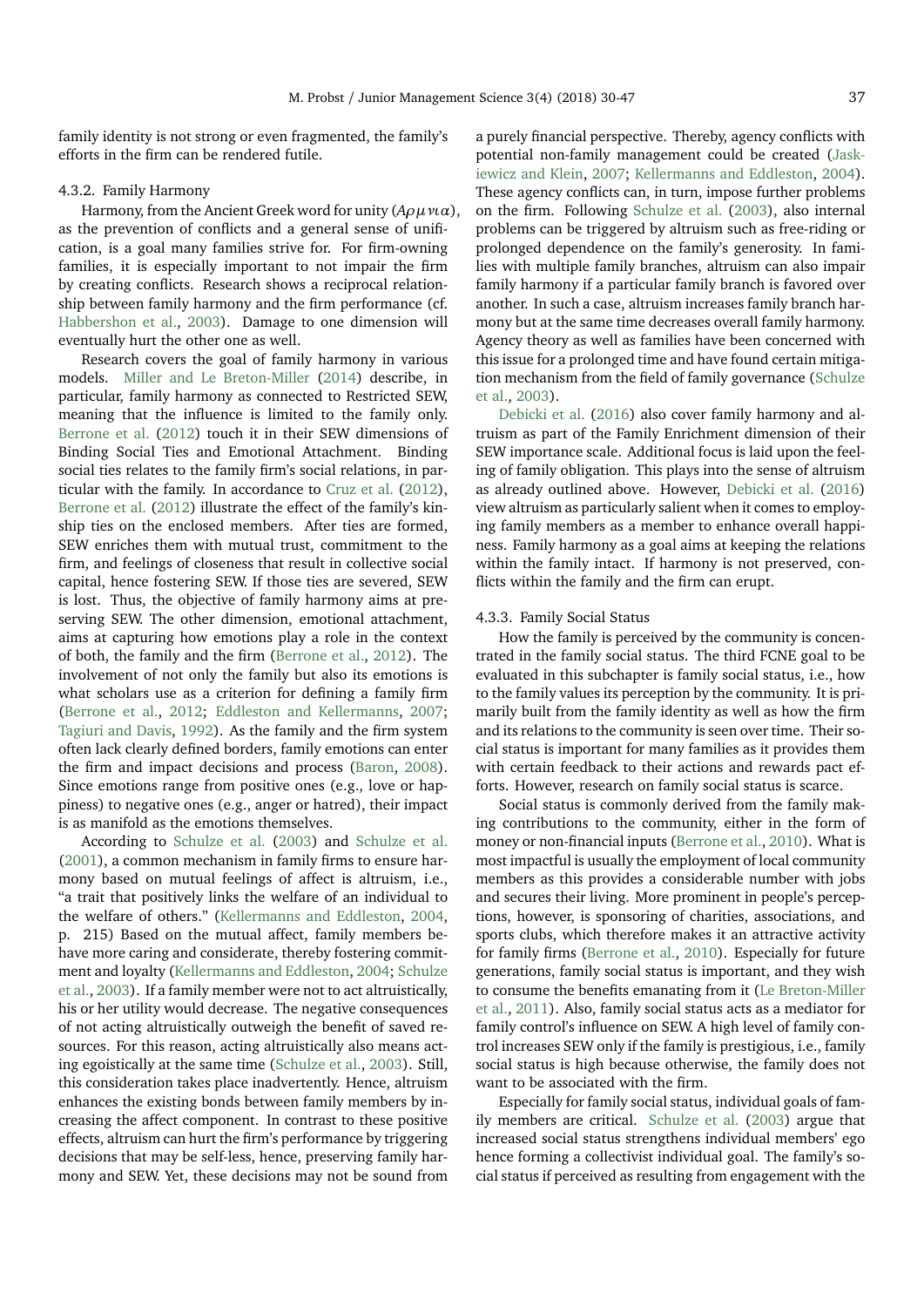family identity is not strong or even fragmented, the family's efforts in the firm can be rendered futile.

#### 4.3.2. Family Harmony

Harmony, from the Ancient Greek word for unity ($A\rho\mu\nu\iota\alpha$), as the prevention of conflicts and a general sense of unification, is a goal many families strive for. For firm-owning families, it is especially important to not impair the firm by creating conflicts. Research shows a reciprocal relationship between family harmony and the firm performance (cf. Habbershon et al., 2003). Damage to one dimension will eventually hurt the other one as well.

Research covers the goal of family harmony in various models. Miller and Le Breton-Miller (2014) describe, in particular, family harmony as connected to Restricted SEW, meaning that the influence is limited to the family only. Berrone et al. (2012) touch it in their SEW dimensions of Binding Social Ties and Emotional Attachment. Binding social ties relates to the family firm's social relations, in particular with the family. In accordance to Cruz et al. (2012), Berrone et al. (2012) illustrate the effect of the family's kinship ties on the enclosed members. After ties are formed, SEW enriches them with mutual trust, commitment to the firm, and feelings of closeness that result in collective social capital, hence fostering SEW. If those ties are severed, SEW is lost. Thus, the objective of family harmony aims at preserving SEW. The other dimension, emotional attachment, aims at capturing how emotions play a role in the context of both, the family and the firm (Berrone et al., 2012). The involvement of not only the family but also its emotions is what scholars use as a criterion for defining a family firm (Berrone et al., 2012; Eddleston and Kellermanns, 2007; Tagiuri and Davis, 1992). As the family and the firm system often lack clearly defined borders, family emotions can enter the firm and impact decisions and process (Baron, 2008). Since emotions range from positive ones (e.g., love or happiness) to negative ones (e.g., anger or hatred), their impact is as manifold as the emotions themselves.

According to Schulze et al. (2003) and Schulze et al. (2001), a common mechanism in family firms to ensure harmony based on mutual feelings of affect is altruism, i.e., "a trait that positively links the welfare of an individual to the welfare of others." (Kellermanns and Eddleston, 2004, p. 215) Based on the mutual affect, family members behave more caring and considerate, thereby fostering commitment and loyalty (Kellermanns and Eddleston, 2004; Schulze et al., 2003). If a family member were not to act altruistically, his or her utility would decrease. The negative consequences of not acting altruistically outweigh the benefit of saved resources. For this reason, acting altruistically also means acting egoistically at the same time (Schulze et al., 2003). Still, this consideration takes place inadvertently. Hence, altruism enhances the existing bonds between family members by increasing the affect component. In contrast to these positive effects, altruism can hurt the firm's performance by triggering decisions that may be self-less, hence, preserving family harmony and SEW. Yet, these decisions may not be sound from a purely financial perspective. Thereby, agency conflicts with potential non-family management could be created (Jaskiewicz and Klein, 2007; Kellermanns and Eddleston, 2004). These agency conflicts can, in turn, impose further problems on the firm. Following Schulze et al. (2003), also internal problems can be triggered by altruism such as free-riding or prolonged dependence on the family's generosity. In families with multiple family branches, altruism can also impair family harmony if a particular family branch is favored over another. In such a case, altruism increases family branch harmony but at the same time decreases overall family harmony. Agency theory as well as families have been concerned with this issue for a prolonged time and have found certain mitigation mechanism from the field of family governance (Schulze et al., 2003).

Debicki et al. (2016) also cover family harmony and altruism as part of the Family Enrichment dimension of their SEW importance scale. Additional focus is laid upon the feeling of family obligation. This plays into the sense of altruism as already outlined above. However, Debicki et al. (2016) view altruism as particularly salient when it comes to employing family members as a member to enhance overall happiness. Family harmony as a goal aims at keeping the relations within the family intact. If harmony is not preserved, conflicts within the family and the firm can erupt.

#### 4.3.3. Family Social Status

How the family is perceived by the community is concentrated in the family social status. The third FCNE goal to be evaluated in this subchapter is family social status, i.e., how to the family values its perception by the community. It is primarily built from the family identity as well as how the firm and its relations to the community is seen over time. Their social status is important for many families as it provides them with certain feedback to their actions and rewards pact efforts. However, research on family social status is scarce.

Social status is commonly derived from the family making contributions to the community, either in the form of money or non-financial inputs (Berrone et al., 2010). What is most impactful is usually the employment of local community members as this provides a considerable number with jobs and secures their living. More prominent in people's perceptions, however, is sponsoring of charities, associations, and sports clubs, which therefore makes it an attractive activity for family firms (Berrone et al., 2010). Especially for future generations, family social status is important, and they wish to consume the benefits emanating from it (Le Breton-Miller et al., 2011). Also, family social status acts as a mediator for family control's influence on SEW. A high level of family control increases SEW only if the family is prestigious, i.e., family social status is high because otherwise, the family does not want to be associated with the firm.

Especially for family social status, individual goals of family members are critical. Schulze et al. (2003) argue that increased social status strengthens individual members' ego hence forming a collectivist individual goal. The family's social status if perceived as resulting from engagement with the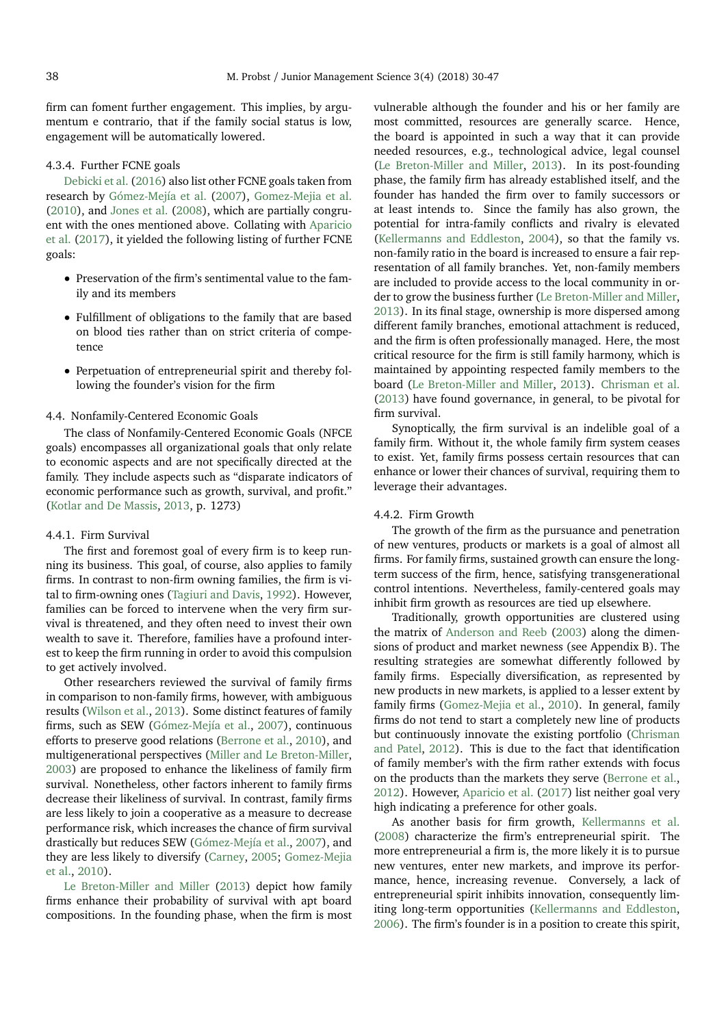firm can foment further engagement. This implies, by argumentum e contrario, that if the family social status is low, engagement will be automatically lowered.

#### 4.3.4. Further FCNE goals

Debicki et al. (2016) also list other FCNE goals taken from research by Gómez-Mejía et al. (2007), Gomez-Mejia et al. (2010), and Jones et al. (2008), which are partially congruent with the ones mentioned above. Collating with Aparicio et al. (2017), it yielded the following listing of further FCNE goals:

- Preservation of the firm's sentimental value to the family and its members
- Fulfillment of obligations to the family that are based on blood ties rather than on strict criteria of competence
- Perpetuation of entrepreneurial spirit and thereby following the founder's vision for the firm

### 4.4. Nonfamily-Centered Economic Goals

The class of Nonfamily-Centered Economic Goals (NFCE goals) encompasses all organizational goals that only relate to economic aspects and are not specifically directed at the family. They include aspects such as "disparate indicators of economic performance such as growth, survival, and profit." (Kotlar and De Massis, 2013, p. 1273)

#### 4.4.1. Firm Survival

The first and foremost goal of every firm is to keep running its business. This goal, of course, also applies to family firms. In contrast to non-firm owning families, the firm is vital to firm-owning ones (Tagiuri and Davis, 1992). However, families can be forced to intervene when the very firm survival is threatened, and they often need to invest their own wealth to save it. Therefore, families have a profound interest to keep the firm running in order to avoid this compulsion to get actively involved.

Other researchers reviewed the survival of family firms in comparison to non-family firms, however, with ambiguous results (Wilson et al., 2013). Some distinct features of family firms, such as SEW (Gómez-Mejía et al., 2007), continuous efforts to preserve good relations (Berrone et al., 2010), and multigenerational perspectives (Miller and Le Breton-Miller, 2003) are proposed to enhance the likeliness of family firm survival. Nonetheless, other factors inherent to family firms decrease their likeliness of survival. In contrast, family firms are less likely to join a cooperative as a measure to decrease performance risk, which increases the chance of firm survival drastically but reduces SEW (Gómez-Mejía et al., 2007), and they are less likely to diversify (Carney, 2005; Gomez-Mejia et al., 2010).

Le Breton-Miller and Miller (2013) depict how family firms enhance their probability of survival with apt board compositions. In the founding phase, when the firm is most vulnerable although the founder and his or her family are most committed, resources are generally scarce. Hence, the board is appointed in such a way that it can provide needed resources, e.g., technological advice, legal counsel (Le Breton-Miller and Miller, 2013). In its post-founding phase, the family firm has already established itself, and the founder has handed the firm over to family successors or at least intends to. Since the family has also grown, the potential for intra-family conflicts and rivalry is elevated (Kellermanns and Eddleston, 2004), so that the family vs. non-family ratio in the board is increased to ensure a fair representation of all family branches. Yet, non-family members are included to provide access to the local community in order to grow the business further (Le Breton-Miller and Miller, 2013). In its final stage, ownership is more dispersed among different family branches, emotional attachment is reduced, and the firm is often professionally managed. Here, the most critical resource for the firm is still family harmony, which is maintained by appointing respected family members to the board (Le Breton-Miller and Miller, 2013). Chrisman et al. (2013) have found governance, in general, to be pivotal for firm survival.

Synoptically, the firm survival is an indelible goal of a family firm. Without it, the whole family firm system ceases to exist. Yet, family firms possess certain resources that can enhance or lower their chances of survival, requiring them to leverage their advantages.

#### 4.4.2. Firm Growth

The growth of the firm as the pursuance and penetration of new ventures, products or markets is a goal of almost all firms. For family firms, sustained growth can ensure the long-term success of the firm, hence, satisfying transgenerational control intentions. Nevertheless, family-centered goals may inhibit firm growth as resources are tied up elsewhere.

Traditionally, growth opportunities are clustered using the matrix of Anderson and Reeb (2003) along the dimensions of product and market newness (see Appendix B). The resulting strategies are somewhat differently followed by family firms. Especially diversification, as represented by new products in new markets, is applied to a lesser extent by family firms (Gomez-Mejia et al., 2010). In general, family firms do not tend to start a completely new line of products but continuously innovate the existing portfolio (Chrisman and Patel, 2012). This is due to the fact that identification of family member's with the firm rather extends with focus on the products than the markets they serve (Berrone et al., 2012). However, Aparicio et al. (2017) list neither goal very high indicating a preference for other goals.

As another basis for firm growth, Kellermanns et al. (2008) characterize the firm's entrepreneurial spirit. The more entrepreneurial a firm is, the more likely it is to pursue new ventures, enter new markets, and improve its performance, hence, increasing revenue. Conversely, a lack of entrepreneurial spirit inhibits innovation, consequently limiting long-term opportunities (Kellermanns and Eddleston, 2006). The firm's founder is in a position to create this spirit,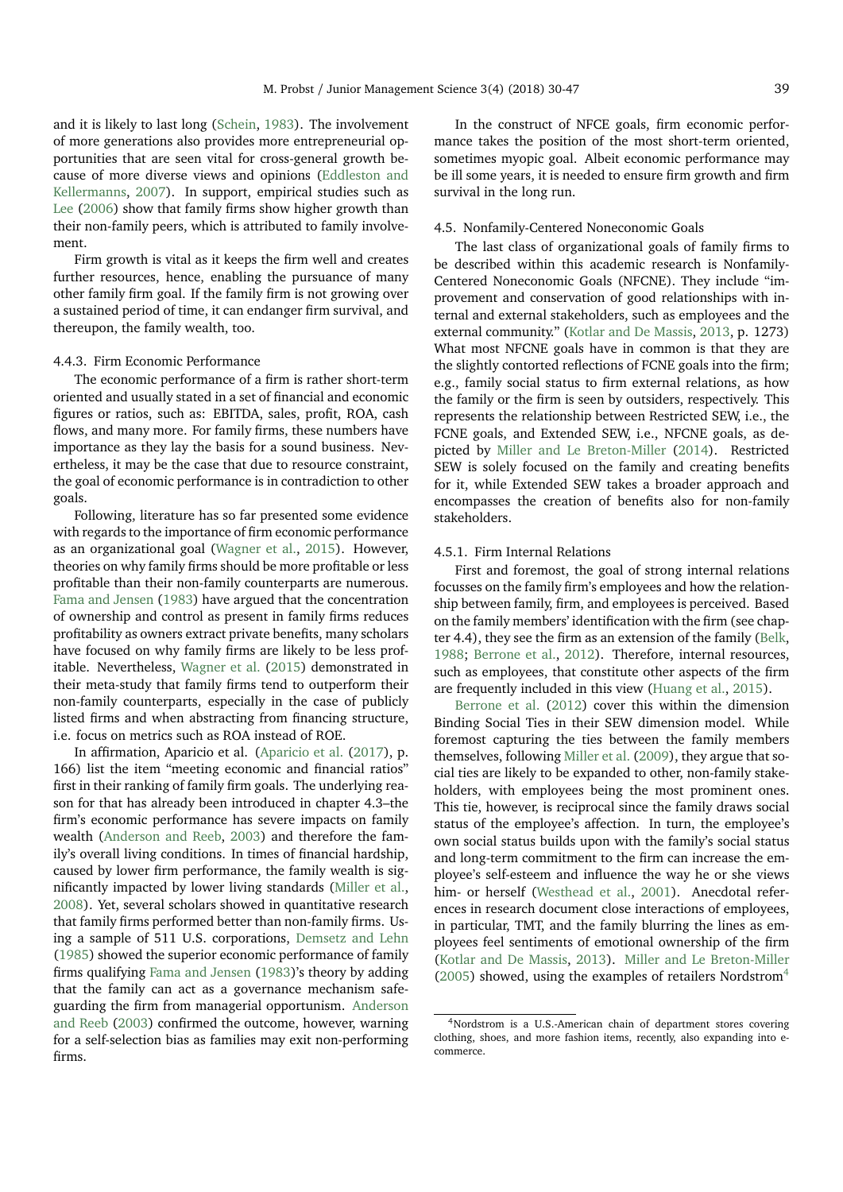and it is likely to last long (Schein, 1983). The involvement of more generations also provides more entrepreneurial opportunities that are seen vital for cross-general growth because of more diverse views and opinions (Eddleston and Kellermanns, 2007). In support, empirical studies such as Lee (2006) show that family firms show higher growth than their non-family peers, which is attributed to family involvement.

Firm growth is vital as it keeps the firm well and creates further resources, hence, enabling the pursuance of many other family firm goal. If the family firm is not growing over a sustained period of time, it can endanger firm survival, and thereupon, the family wealth, too.

#### 4.4.3. Firm Economic Performance

The economic performance of a firm is rather short-term oriented and usually stated in a set of financial and economic figures or ratios, such as: EBITDA, sales, profit, ROA, cash flows, and many more. For family firms, these numbers have importance as they lay the basis for a sound business. Nevertheless, it may be the case that due to resource constraint, the goal of economic performance is in contradiction to other goals.

Following, literature has so far presented some evidence with regards to the importance of firm economic performance as an organizational goal (Wagner et al., 2015). However, theories on why family firms should be more profitable or less profitable than their non-family counterparts are numerous. Fama and Jensen (1983) have argued that the concentration of ownership and control as present in family firms reduces profitability as owners extract private benefits, many scholars have focused on why family firms are likely to be less profitable. Nevertheless, Wagner et al. (2015) demonstrated in their meta-study that family firms tend to outperform their non-family counterparts, especially in the case of publicly listed firms and when abstracting from financing structure, i.e. focus on metrics such as ROA instead of ROE.

In affirmation, Aparicio et al. (Aparicio et al. (2017), p. 166) list the item "meeting economic and financial ratios" first in their ranking of family firm goals. The underlying reason for that has already been introduced in chapter 4.3–the firm's economic performance has severe impacts on family wealth (Anderson and Reeb, 2003) and therefore the family's overall living conditions. In times of financial hardship, caused by lower firm performance, the family wealth is significantly impacted by lower living standards (Miller et al., 2008). Yet, several scholars showed in quantitative research that family firms performed better than non-family firms. Using a sample of 511 U.S. corporations, Demsetz and Lehn (1985) showed the superior economic performance of family firms qualifying Fama and Jensen (1983)'s theory by adding that the family can act as a governance mechanism safeguarding the firm from managerial opportunism. Anderson and Reeb (2003) confirmed the outcome, however, warning for a self-selection bias as families may exit non-performing firms.

In the construct of NFCE goals, firm economic performance takes the position of the most short-term oriented, sometimes myopic goal. Albeit economic performance may be ill some years, it is needed to ensure firm growth and firm survival in the long run.

### 4.5. Nonfamily-Centered Noneconomic Goals

The last class of organizational goals of family firms to be described within this academic research is Nonfamily-Centered Noneconomic Goals (NFCNE). They include "improvement and conservation of good relationships with internal and external stakeholders, such as employees and the external community." (Kotlar and De Massis, 2013, p. 1273) What most NFCNE goals have in common is that they are the slightly contorted reflections of FCNE goals into the firm; e.g., family social status to firm external relations, as how the family or the firm is seen by outsiders, respectively. This represents the relationship between Restricted SEW, i.e., the FCNE goals, and Extended SEW, i.e., NFCNE goals, as depicted by Miller and Le Breton-Miller (2014). Restricted SEW is solely focused on the family and creating benefits for it, while Extended SEW takes a broader approach and encompasses the creation of benefits also for non-family stakeholders.

#### 4.5.1. Firm Internal Relations

First and foremost, the goal of strong internal relations focusses on the family firm's employees and how the relationship between family, firm, and employees is perceived. Based on the family members' identification with the firm (see chapter 4.4), they see the firm as an extension of the family (Belk, 1988; Berrone et al., 2012). Therefore, internal resources, such as employees, that constitute other aspects of the firm are frequently included in this view (Huang et al., 2015).

Berrone et al. (2012) cover this within the dimension Binding Social Ties in their SEW dimension model. While foremost capturing the ties between the family members themselves, following Miller et al. (2009), they argue that social ties are likely to be expanded to other, non-family stakeholders, with employees being the most prominent ones. This tie, however, is reciprocal since the family draws social status of the employee's affection. In turn, the employee's own social status builds upon with the family's social status and long-term commitment to the firm can increase the employee's self-esteem and influence the way he or she views him- or herself (Westhead et al., 2001). Anecdotal references in research document close interactions of employees, in particular, TMT, and the family blurring the lines as employees feel sentiments of emotional ownership of the firm (Kotlar and De Massis, 2013). Miller and Le Breton-Miller (2005) showed, using the examples of retailers Nordstrom[4]

---

[4]Nordstrom is a U.S.-American chain of department stores covering clothing, shoes, and more fashion items, recently, also expanding into e-commerce.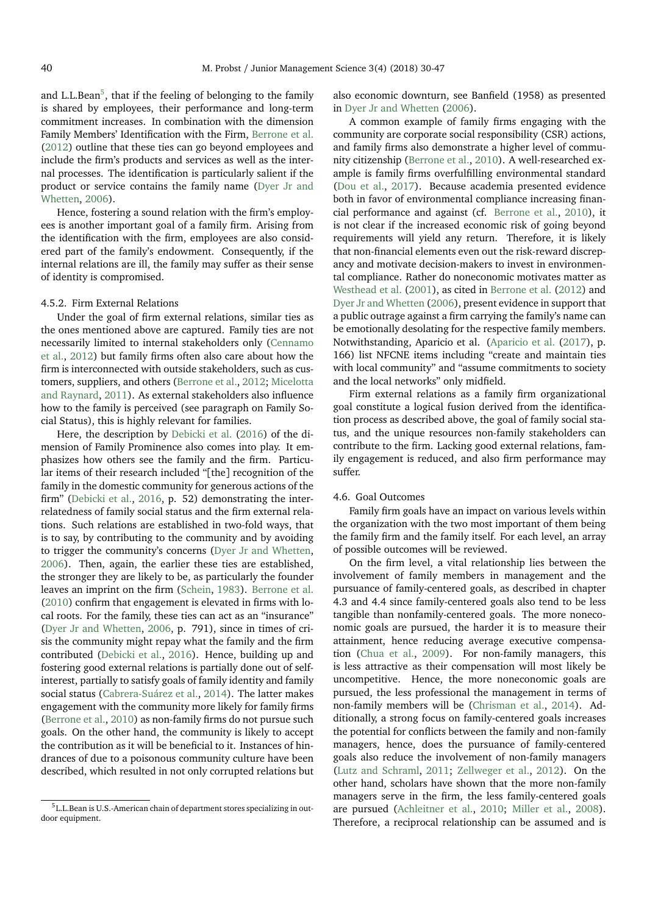and L.L.Bean[5], that if the feeling of belonging to the family is shared by employees, their performance and long-term commitment increases. In combination with the dimension Family Members' Identification with the Firm, Berrone et al. (2012) outline that these ties can go beyond employees and include the firm's products and services as well as the internal processes. The identification is particularly salient if the product or service contains the family name (Dyer Jr and Whetten, 2006).

Hence, fostering a sound relation with the firm's employees is another important goal of a family firm. Arising from the identification with the firm, employees are also considered part of the family's endowment. Consequently, if the internal relations are ill, the family may suffer as their sense of identity is compromised.

#### 4.5.2. Firm External Relations

Under the goal of firm external relations, similar ties as the ones mentioned above are captured. Family ties are not necessarily limited to internal stakeholders only (Cennamo et al., 2012) but family firms often also care about how the firm is interconnected with outside stakeholders, such as customers, suppliers, and others (Berrone et al., 2012; Micelotta and Raynard, 2011). As external stakeholders also influence how to the family is perceived (see paragraph on Family Social Status), this is highly relevant for families.

Here, the description by Debicki et al. (2016) of the dimension of Family Prominence also comes into play. It emphasizes how others see the family and the firm. Particular items of their research included "[the] recognition of the family in the domestic community for generous actions of the firm" (Debicki et al., 2016, p. 52) demonstrating the interrelatedness of family social status and the firm external relations. Such relations are established in two-fold ways, that is to say, by contributing to the community and by avoiding to trigger the community's concerns (Dyer Jr and Whetten, 2006). Then, again, the earlier these ties are established, the stronger they are likely to be, as particularly the founder leaves an imprint on the firm (Schein, 1983). Berrone et al. (2010) confirm that engagement is elevated in firms with local roots. For the family, these ties can act as an "insurance" (Dyer Jr and Whetten, 2006, p. 791), since in times of crisis the community might repay what the family and the firm contributed (Debicki et al., 2016). Hence, building up and fostering good external relations is partially done out of self-interest, partially to satisfy goals of family identity and family social status (Cabrera-Suárez et al., 2014). The latter makes engagement with the community more likely for family firms (Berrone et al., 2010) as non-family firms do not pursue such goals. On the other hand, the community is likely to accept the contribution as it will be beneficial to it. Instances of hindrances of due to a poisonous community culture have been described, which resulted in not only corrupted relations but also economic downturn, see Banfield (1958) as presented in Dyer Jr and Whetten (2006).

A common example of family firms engaging with the community are corporate social responsibility (CSR) actions, and family firms also demonstrate a higher level of community citizenship (Berrone et al., 2010). A well-researched example is family firms overfulfilling environmental standard (Dou et al., 2017). Because academia presented evidence both in favor of environmental compliance increasing financial performance and against (cf. Berrone et al., 2010), it is not clear if the increased economic risk of going beyond requirements will yield any return. Therefore, it is likely that non-financial elements even out the risk-reward discrepancy and motivate decision-makers to invest in environmental compliance. Rather do noneconomic motivates matter as Westhead et al. (2001), as cited in Berrone et al. (2012) and Dyer Jr and Whetten (2006), present evidence in support that a public outrage against a firm carrying the family's name can be emotionally desolating for the respective family members. Notwithstanding, Aparicio et al. (Aparicio et al. (2017), p. 166) list NFCNE items including "create and maintain ties with local community" and "assume commitments to society and the local networks" only midfield.

Firm external relations as a family firm organizational goal constitute a logical fusion derived from the identification process as described above, the goal of family social status, and the unique resources non-family stakeholders can contribute to the firm. Lacking good external relations, family engagement is reduced, and also firm performance may suffer.

### 4.6. Goal Outcomes

Family firm goals have an impact on various levels within the organization with the two most important of them being the family firm and the family itself. For each level, an array of possible outcomes will be reviewed.

On the firm level, a vital relationship lies between the involvement of family members in management and the pursuance of family-centered goals, as described in chapter 4.3 and 4.4 since family-centered goals also tend to be less tangible than nonfamily-centered goals. The more noneconomic goals are pursued, the harder it is to measure their attainment, hence reducing average executive compensation (Chua et al., 2009). For non-family managers, this is less attractive as their compensation will most likely be uncompetitive. Hence, the more noneconomic goals are pursued, the less professional the management in terms of non-family members will be (Chrisman et al., 2014). Additionally, a strong focus on family-centered goals increases the potential for conflicts between the family and non-family managers, hence, does the pursuance of family-centered goals also reduce the involvement of non-family managers (Lutz and Schraml, 2011; Zellweger et al., 2012). On the other hand, scholars have shown that the more non-family managers serve in the firm, the less family-centered goals are pursued (Achleitner et al., 2010; Miller et al., 2008). Therefore, a reciprocal relationship can be assumed and is

[5] L.L.Bean is U.S.-American chain of department stores specializing in outdoor equipment.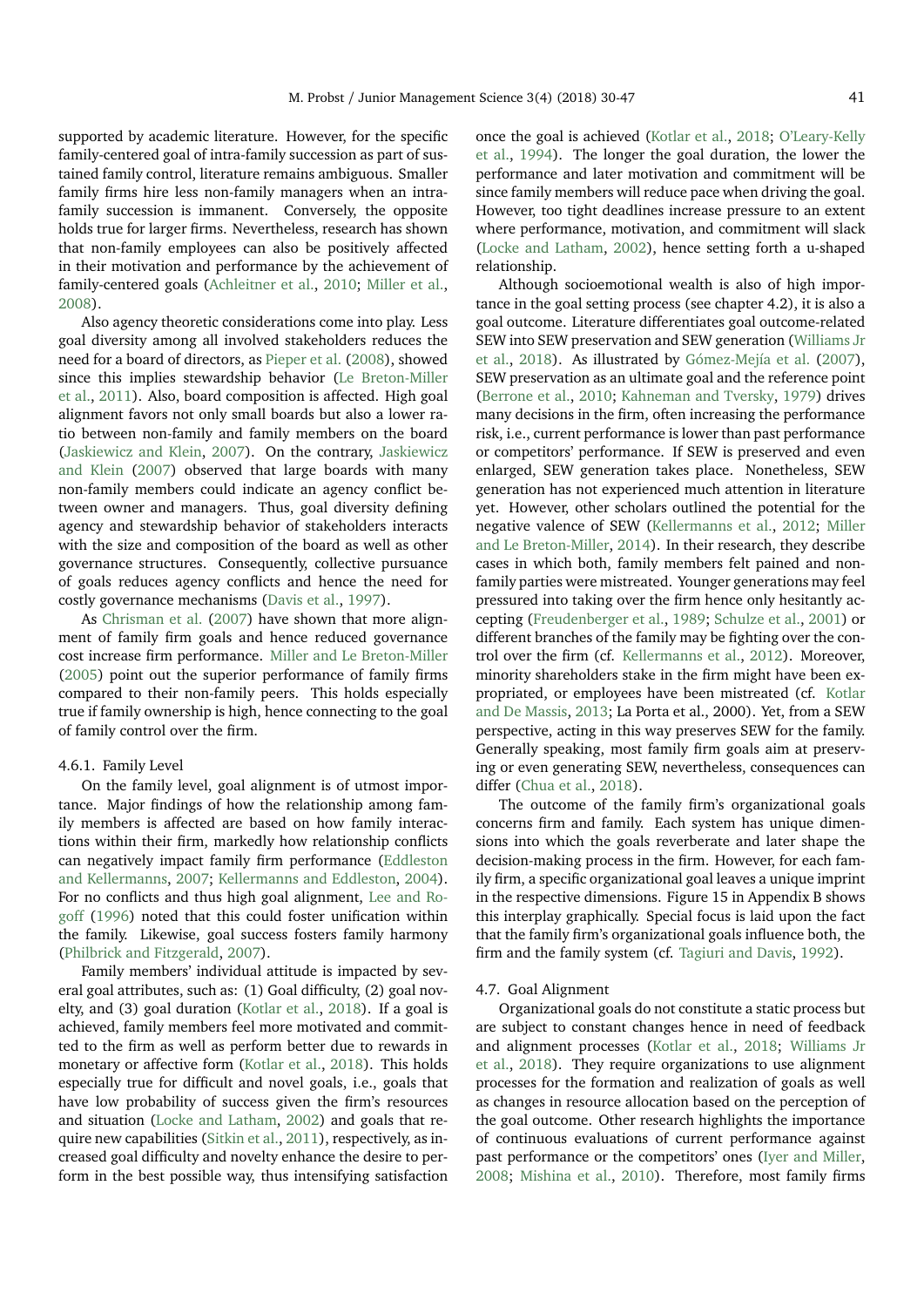supported by academic literature. However, for the specific family-centered goal of intra-family succession as part of sustained family control, literature remains ambiguous. Smaller family firms hire less non-family managers when an intra-family succession is immanent. Conversely, the opposite holds true for larger firms. Nevertheless, research has shown that non-family employees can also be positively affected in their motivation and performance by the achievement of family-centered goals (Achleitner et al., 2010; Miller et al., 2008).

Also agency theoretic considerations come into play. Less goal diversity among all involved stakeholders reduces the need for a board of directors, as Pieper et al. (2008), showed since this implies stewardship behavior (Le Breton-Miller et al., 2011). Also, board composition is affected. High goal alignment favors not only small boards but also a lower ratio between non-family and family members on the board (Jaskiewicz and Klein, 2007). On the contrary, Jaskiewicz and Klein (2007) observed that large boards with many non-family members could indicate an agency conflict between owner and managers. Thus, goal diversity defining agency and stewardship behavior of stakeholders interacts with the size and composition of the board as well as other governance structures. Consequently, collective pursuance of goals reduces agency conflicts and hence the need for costly governance mechanisms (Davis et al., 1997).

As Chrisman et al. (2007) have shown that more alignment of family firm goals and hence reduced governance cost increase firm performance. Miller and Le Breton-Miller (2005) point out the superior performance of family firms compared to their non-family peers. This holds especially true if family ownership is high, hence connecting to the goal of family control over the firm.

#### 4.6.1. Family Level

On the family level, goal alignment is of utmost importance. Major findings of how the relationship among family members is affected are based on how family interactions within their firm, markedly how relationship conflicts can negatively impact family firm performance (Eddleston and Kellermanns, 2007; Kellermanns and Eddleston, 2004). For no conflicts and thus high goal alignment, Lee and Rogoff (1996) noted that this could foster unification within the family. Likewise, goal success fosters family harmony (Philbrick and Fitzgerald, 2007).

Family members' individual attitude is impacted by several goal attributes, such as: (1) Goal difficulty, (2) goal novelty, and (3) goal duration (Kotlar et al., 2018). If a goal is achieved, family members feel more motivated and committed to the firm as well as perform better due to rewards in monetary or affective form (Kotlar et al., 2018). This holds especially true for difficult and novel goals, i.e., goals that have low probability of success given the firm's resources and situation (Locke and Latham, 2002) and goals that require new capabilities (Sitkin et al., 2011), respectively, as increased goal difficulty and novelty enhance the desire to perform in the best possible way, thus intensifying satisfaction once the goal is achieved (Kotlar et al., 2018; O'Leary-Kelly et al., 1994). The longer the goal duration, the lower the performance and later motivation and commitment will be since family members will reduce pace when driving the goal. However, too tight deadlines increase pressure to an extent where performance, motivation, and commitment will slack (Locke and Latham, 2002), hence setting forth a u-shaped relationship.

Although socioemotional wealth is also of high importance in the goal setting process (see chapter 4.2), it is also a goal outcome. Literature differentiates goal outcome-related SEW into SEW preservation and SEW generation (Williams Jr et al., 2018). As illustrated by Gómez-Mejía et al. (2007), SEW preservation as an ultimate goal and the reference point (Berrone et al., 2010; Kahneman and Tversky, 1979) drives many decisions in the firm, often increasing the performance risk, i.e., current performance is lower than past performance or competitors' performance. If SEW is preserved and even enlarged, SEW generation takes place. Nonetheless, SEW generation has not experienced much attention in literature yet. However, other scholars outlined the potential for the negative valence of SEW (Kellermanns et al., 2012; Miller and Le Breton-Miller, 2014). In their research, they describe cases in which both, family members felt pained and non-family parties were mistreated. Younger generations may feel pressured into taking over the firm hence only hesitantly accepting (Freudenberger et al., 1989; Schulze et al., 2001) or different branches of the family may be fighting over the control over the firm (cf. Kellermanns et al., 2012). Moreover, minority shareholders stake in the firm might have been expropriated, or employees have been mistreated (cf. Kotlar and De Massis, 2013; La Porta et al., 2000). Yet, from a SEW perspective, acting in this way preserves SEW for the family. Generally speaking, most family firm goals aim at preserving or even generating SEW, nevertheless, consequences can differ (Chua et al., 2018).

The outcome of the family firm's organizational goals concerns firm and family. Each system has unique dimensions into which the goals reverberate and later shape the decision-making process in the firm. However, for each family firm, a specific organizational goal leaves a unique imprint in the respective dimensions. Figure 15 in Appendix B shows this interplay graphically. Special focus is laid upon the fact that the family firm's organizational goals influence both, the firm and the family system (cf. Tagiuri and Davis, 1992).

### 4.7. Goal Alignment

Organizational goals do not constitute a static process but are subject to constant changes hence in need of feedback and alignment processes (Kotlar et al., 2018; Williams Jr et al., 2018). They require organizations to use alignment processes for the formation and realization of goals as well as changes in resource allocation based on the perception of the goal outcome. Other research highlights the importance of continuous evaluations of current performance against past performance or the competitors' ones (Iyer and Miller, 2008; Mishina et al., 2010). Therefore, most family firms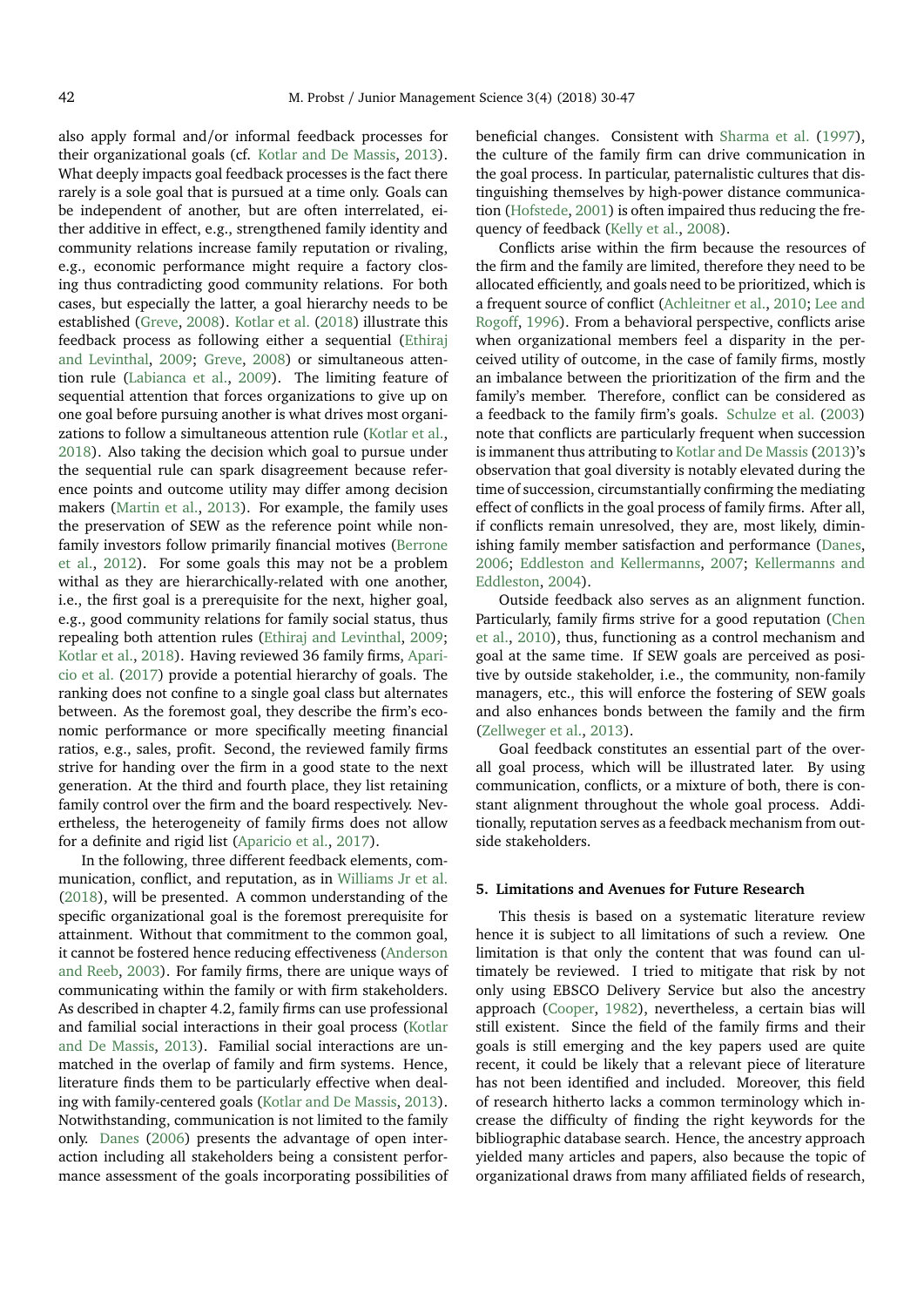also apply formal and/or informal feedback processes for their organizational goals (cf. Kotlar and De Massis, 2013). What deeply impacts goal feedback processes is the fact there rarely is a sole goal that is pursued at a time only. Goals can be independent of another, but are often interrelated, either additive in effect, e.g., strengthened family identity and community relations increase family reputation or rivaling, e.g., economic performance might require a factory closing thus contradicting good community relations. For both cases, but especially the latter, a goal hierarchy needs to be established (Greve, 2008). Kotlar et al. (2018) illustrate this feedback process as following either a sequential (Ethiraj and Levinthal, 2009; Greve, 2008) or simultaneous attention rule (Labianca et al., 2009). The limiting feature of sequential attention that forces organizations to give up on one goal before pursuing another is what drives most organizations to follow a simultaneous attention rule (Kotlar et al., 2018). Also taking the decision which goal to pursue under the sequential rule can spark disagreement because reference points and outcome utility may differ among decision makers (Martin et al., 2013). For example, the family uses the preservation of SEW as the reference point while non-family investors follow primarily financial motives (Berrone et al., 2012). For some goals this may not be a problem withal as they are hierarchically-related with one another, i.e., the first goal is a prerequisite for the next, higher goal, e.g., good community relations for family social status, thus repealing both attention rules (Ethiraj and Levinthal, 2009; Kotlar et al., 2018). Having reviewed 36 family firms, Aparicio et al. (2017) provide a potential hierarchy of goals. The ranking does not confine to a single goal class but alternates between. As the foremost goal, they describe the firm's economic performance or more specifically meeting financial ratios, e.g., sales, profit. Second, the reviewed family firms strive for handing over the firm in a good state to the next generation. At the third and fourth place, they list retaining family control over the firm and the board respectively. Nevertheless, the heterogeneity of family firms does not allow for a definite and rigid list (Aparicio et al., 2017).

In the following, three different feedback elements, communication, conflict, and reputation, as in Williams Jr et al. (2018), will be presented. A common understanding of the specific organizational goal is the foremost prerequisite for attainment. Without that commitment to the common goal, it cannot be fostered hence reducing effectiveness (Anderson and Reeb, 2003). For family firms, there are unique ways of communicating within the family or with firm stakeholders. As described in chapter 4.2, family firms can use professional and familial social interactions in their goal process (Kotlar and De Massis, 2013). Familial social interactions are unmatched in the overlap of family and firm systems. Hence, literature finds them to be particularly effective when dealing with family-centered goals (Kotlar and De Massis, 2013). Notwithstanding, communication is not limited to the family only. Danes (2006) presents the advantage of open interaction including all stakeholders being a consistent performance assessment of the goals incorporating possibilities of beneficial changes. Consistent with Sharma et al. (1997), the culture of the family firm can drive communication in the goal process. In particular, paternalistic cultures that distinguishing themselves by high-power distance communication (Hofstede, 2001) is often impaired thus reducing the frequency of feedback (Kelly et al., 2008).

Conflicts arise within the firm because the resources of the firm and the family are limited, therefore they need to be allocated efficiently, and goals need to be prioritized, which is a frequent source of conflict (Achleitner et al., 2010; Lee and Rogoff, 1996). From a behavioral perspective, conflicts arise when organizational members feel a disparity in the perceived utility of outcome, in the case of family firms, mostly an imbalance between the prioritization of the firm and the family's member. Therefore, conflict can be considered as a feedback to the family firm's goals. Schulze et al. (2003) note that conflicts are particularly frequent when succession is immanent thus attributing to Kotlar and De Massis (2013)'s observation that goal diversity is notably elevated during the time of succession, circumstantially confirming the mediating effect of conflicts in the goal process of family firms. After all, if conflicts remain unresolved, they are, most likely, diminishing family member satisfaction and performance (Danes, 2006; Eddleston and Kellermanns, 2007; Kellermanns and Eddleston, 2004).

Outside feedback also serves as an alignment function. Particularly, family firms strive for a good reputation (Chen et al., 2010), thus, functioning as a control mechanism and goal at the same time. If SEW goals are perceived as positive by outside stakeholder, i.e., the community, non-family managers, etc., this will enforce the fostering of SEW goals and also enhances bonds between the family and the firm (Zellweger et al., 2013).

Goal feedback constitutes an essential part of the overall goal process, which will be illustrated later. By using communication, conflicts, or a mixture of both, there is constant alignment throughout the whole goal process. Additionally, reputation serves as a feedback mechanism from outside stakeholders.

## 5. Limitations and Avenues for Future Research

This thesis is based on a systematic literature review hence it is subject to all limitations of such a review. One limitation is that only the content that was found can ultimately be reviewed. I tried to mitigate that risk by not only using EBSCO Delivery Service but also the ancestry approach (Cooper, 1982), nevertheless, a certain bias will still existent. Since the field of the family firms and their goals is still emerging and the key papers used are quite recent, it could be likely that a relevant piece of literature has not been identified and included. Moreover, this field of research hitherto lacks a common terminology which increase the difficulty of finding the right keywords for the bibliographic database search. Hence, the ancestry approach yielded many articles and papers, also because the topic of organizational draws from many affiliated fields of research,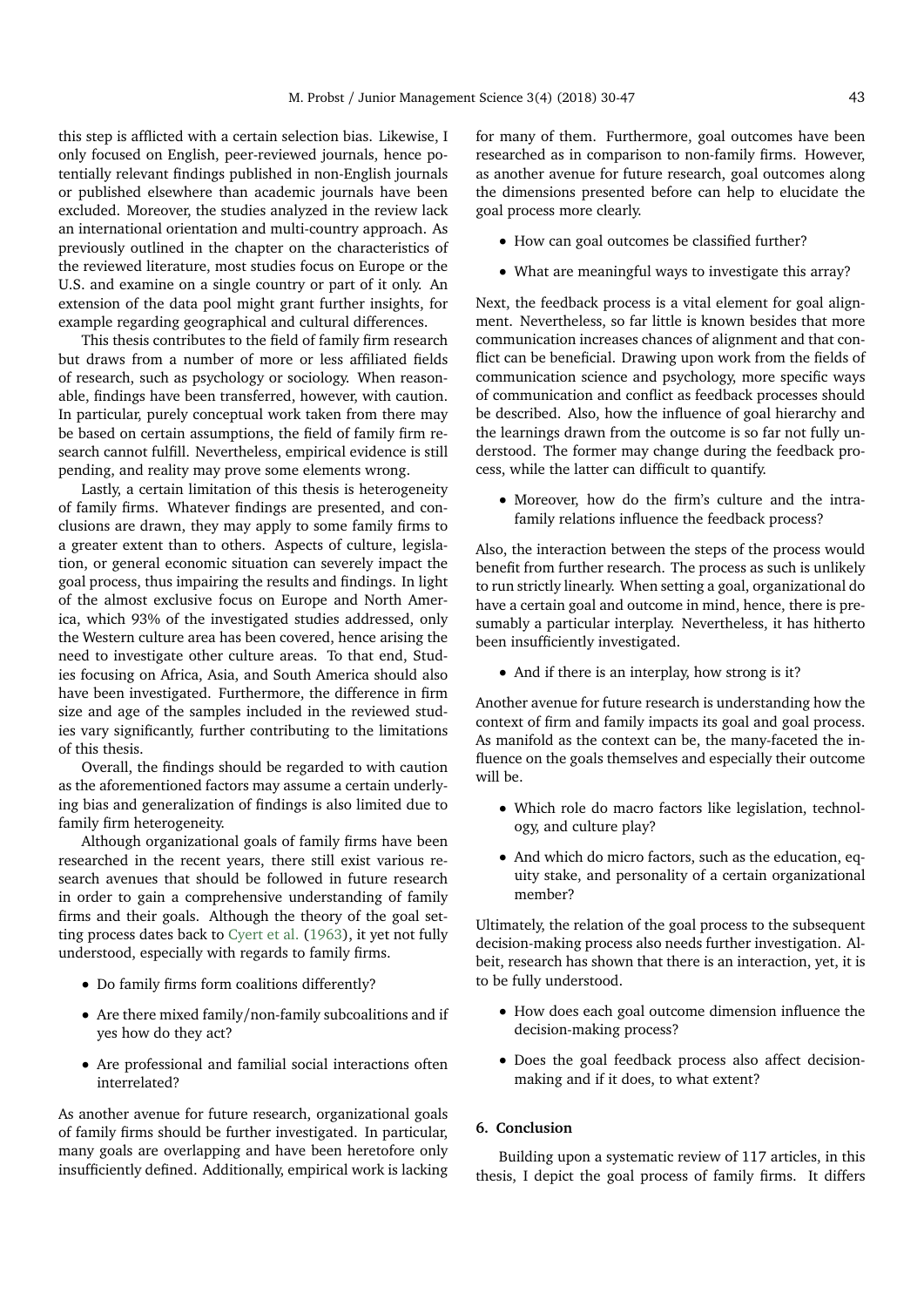this step is afflicted with a certain selection bias. Likewise, I only focused on English, peer-reviewed journals, hence potentially relevant findings published in non-English journals or published elsewhere than academic journals have been excluded. Moreover, the studies analyzed in the review lack an international orientation and multi-country approach. As previously outlined in the chapter on the characteristics of the reviewed literature, most studies focus on Europe or the U.S. and examine on a single country or part of it only. An extension of the data pool might grant further insights, for example regarding geographical and cultural differences.

This thesis contributes to the field of family firm research but draws from a number of more or less affiliated fields of research, such as psychology or sociology. When reasonable, findings have been transferred, however, with caution. In particular, purely conceptual work taken from there may be based on certain assumptions, the field of family firm research cannot fulfill. Nevertheless, empirical evidence is still pending, and reality may prove some elements wrong.

Lastly, a certain limitation of this thesis is heterogeneity of family firms. Whatever findings are presented, and conclusions are drawn, they may apply to some family firms to a greater extent than to others. Aspects of culture, legislation, or general economic situation can severely impact the goal process, thus impairing the results and findings. In light of the almost exclusive focus on Europe and North America, which 93% of the investigated studies addressed, only the Western culture area has been covered, hence arising the need to investigate other culture areas. To that end, Studies focusing on Africa, Asia, and South America should also have been investigated. Furthermore, the difference in firm size and age of the samples included in the reviewed studies vary significantly, further contributing to the limitations of this thesis.

Overall, the findings should be regarded to with caution as the aforementioned factors may assume a certain underlying bias and generalization of findings is also limited due to family firm heterogeneity.

Although organizational goals of family firms have been researched in the recent years, there still exist various research avenues that should be followed in future research in order to gain a comprehensive understanding of family firms and their goals. Although the theory of the goal setting process dates back to Cyert et al. (1963), it yet not fully understood, especially with regards to family firms.

- Do family firms form coalitions differently?
- Are there mixed family/non-family subcoalitions and if yes how do they act?
- Are professional and familial social interactions often interrelated?

As another avenue for future research, organizational goals of family firms should be further investigated. In particular, many goals are overlapping and have been heretofore only insufficiently defined. Additionally, empirical work is lacking for many of them. Furthermore, goal outcomes have been researched as in comparison to non-family firms. However, as another avenue for future research, goal outcomes along the dimensions presented before can help to elucidate the goal process more clearly.

- How can goal outcomes be classified further?
- What are meaningful ways to investigate this array?

Next, the feedback process is a vital element for goal alignment. Nevertheless, so far little is known besides that more communication increases chances of alignment and that conflict can be beneficial. Drawing upon work from the fields of communication science and psychology, more specific ways of communication and conflict as feedback processes should be described. Also, how the influence of goal hierarchy and the learnings drawn from the outcome is so far not fully understood. The former may change during the feedback process, while the latter can difficult to quantify.

- Moreover, how do the firm's culture and the intra-family relations influence the feedback process?

Also, the interaction between the steps of the process would benefit from further research. The process as such is unlikely to run strictly linearly. When setting a goal, organizational do have a certain goal and outcome in mind, hence, there is presumably a particular interplay. Nevertheless, it has hitherto been insufficiently investigated.

- And if there is an interplay, how strong is it?

Another avenue for future research is understanding how the context of firm and family impacts its goal and goal process. As manifold as the context can be, the many-faceted the influence on the goals themselves and especially their outcome will be.

- Which role do macro factors like legislation, technology, and culture play?
- And which do micro factors, such as the education, equity stake, and personality of a certain organizational member?

Ultimately, the relation of the goal process to the subsequent decision-making process also needs further investigation. Albeit, research has shown that there is an interaction, yet, it is to be fully understood.

- How does each goal outcome dimension influence the decision-making process?
- Does the goal feedback process also affect decision-making and if it does, to what extent?

## 6. Conclusion

Building upon a systematic review of 117 articles, in this thesis, I depict the goal process of family firms. It differs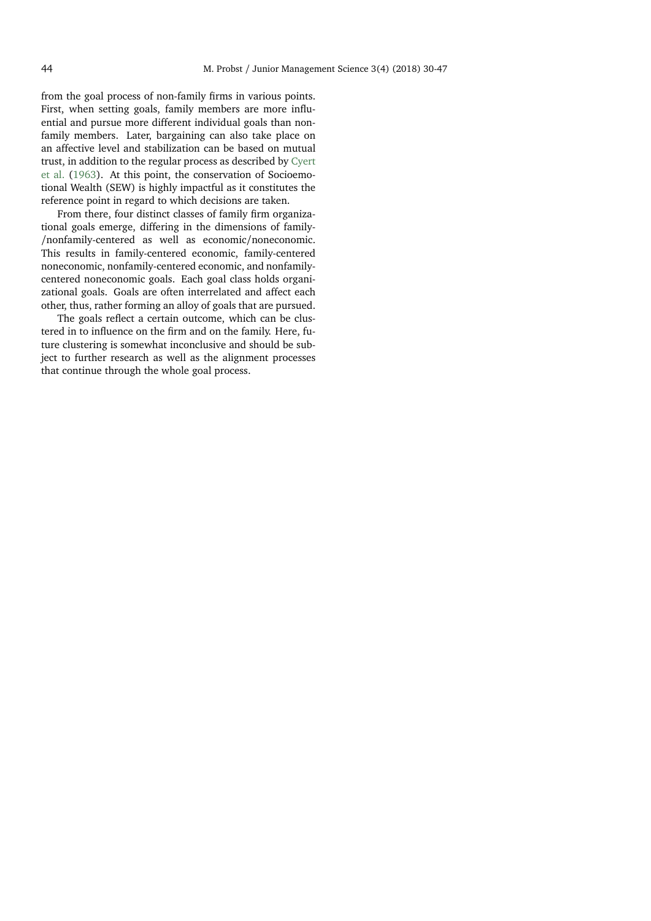from the goal process of non-family firms in various points. First, when setting goals, family members are more influential and pursue more different individual goals than non-family members. Later, bargaining can also take place on an affective level and stabilization can be based on mutual trust, in addition to the regular process as described by Cyert et al. (1963). At this point, the conservation of Socioemotional Wealth (SEW) is highly impactful as it constitutes the reference point in regard to which decisions are taken.

From there, four distinct classes of family firm organizational goals emerge, differing in the dimensions of family-/nonfamily-centered as well as economic/noneconomic. This results in family-centered economic, family-centered noneconomic, nonfamily-centered economic, and nonfamily-centered noneconomic goals. Each goal class holds organizational goals. Goals are often interrelated and affect each other, thus, rather forming an alloy of goals that are pursued.

The goals reflect a certain outcome, which can be clustered in to influence on the firm and on the family. Here, future clustering is somewhat inconclusive and should be subject to further research as well as the alignment processes that continue through the whole goal process.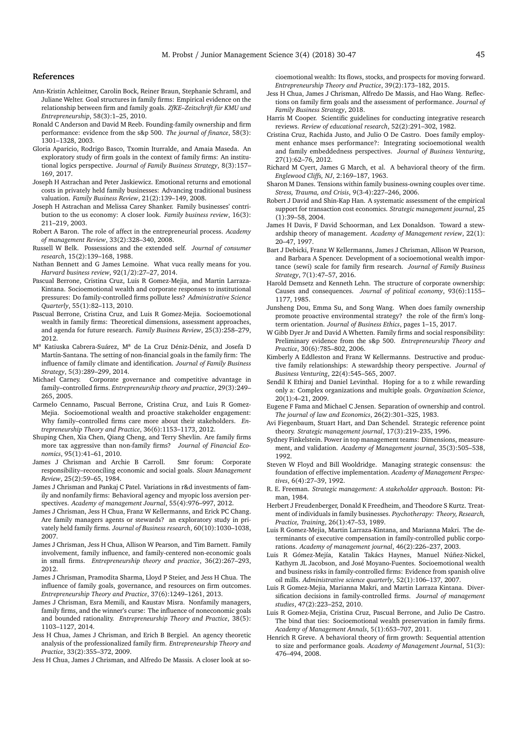## References

Ann-Kristin Achleitner, Carolin Bock, Reiner Braun, Stephanie Schraml, and Juliane Welter. Goal structures in family firms: Empirical evidence on the relationship between firm and family goals. *ZfKE–Zeitschrift für KMU und Entrepreneurship*, 58(3):1–25, 2010.

Ronald C Anderson and David M Reeb. Founding-family ownership and firm performance: evidence from the s&p 500. *The journal of finance*, 58(3): 1301–1328, 2003.

Gloria Aparicio, Rodrigo Basco, Txomin Iturralde, and Amaia Maseda. An exploratory study of firm goals in the context of family firms: An institutional logics perspective. *Journal of Family Business Strategy*, 8(3):157–169, 2017.

Joseph H Astrachan and Peter Jaskiewicz. Emotional returns and emotional costs in privately held family businesses: Advancing traditional business valuation. *Family Business Review*, 21(2):139–149, 2008.

Joseph H Astrachan and Melissa Carey Shanker. Family businesses' contribution to the us economy: A closer look. *Family business review*, 16(3): 211–219, 2003.

Robert A Baron. The role of affect in the entrepreneurial process. *Academy of management Review*, 33(2):328–340, 2008.

Russell W Belk. Possessions and the extended self. *Journal of consumer research*, 15(2):139–168, 1988.

Nathan Bennett and G James Lemoine. What vuca really means for you. *Harvard business review*, 92(1/2):27–27, 2014.

Pascual Berrone, Cristina Cruz, Luis R Gomez-Mejia, and Martin Larraza-Kintana. Socioemotional wealth and corporate responses to institutional pressures: Do family-controlled firms pollute less? *Administrative Science Quarterly*, 55(1):82–113, 2010.

Pascual Berrone, Cristina Cruz, and Luis R Gomez-Mejia. Socioemotional wealth in family firms: Theoretical dimensions, assessment approaches, and agenda for future research. *Family Business Review*, 25(3):258–279, 2012.

Mª Katiuska Cabrera-Suárez, Mª de La Cruz Déniz-Déniz, and Josefa D Martín-Santana. The setting of non-financial goals in the family firm: The influence of family climate and identification. *Journal of Family Business Strategy*, 5(3):289–299, 2014.

Michael Carney. Corporate governance and competitive advantage in family–controlled firms. *Entrepreneurship theory and practice*, 29(3):249–265, 2005.

Carmelo Cennamo, Pascual Berrone, Cristina Cruz, and Luis R Gomez-Mejia. Socioemotional wealth and proactive stakeholder engagement: Why family–controlled firms care more about their stakeholders. *Entrepreneurship Theory and Practice*, 36(6):1153–1173, 2012.

Shuping Chen, Xia Chen, Qiang Cheng, and Terry Shevlin. Are family firms more tax aggressive than non-family firms? *Journal of Financial Economics*, 95(1):41–61, 2010.

James J Chrisman and Archie B Carroll. Smr forum: Corporate responsibility–reconciling economic and social goals. *Sloan Management Review*, 25(2):59–65, 1984.

James J Chrisman and Pankaj C Patel. Variations in r&d investments of family and nonfamily firms: Behavioral agency and myopic loss aversion perspectives. *Academy of management Journal*, 55(4):976–997, 2012.

James J Chrisman, Jess H Chua, Franz W Kellermanns, and Erick PC Chang. Are family managers agents or stewards? an exploratory study in privately held family firms. *Journal of Business research*, 60(10):1030–1038, 2007.

James J Chrisman, Jess H Chua, Allison W Pearson, and Tim Barnett. Family involvement, family influence, and family-centered non-economic goals in small firms. *Entrepreneurship theory and practice*, 36(2):267–293, 2012.

James J Chrisman, Pramodita Sharma, Lloyd P Steier, and Jess H Chua. The influence of family goals, governance, and resources on firm outcomes. *Entrepreneurship Theory and Practice*, 37(6):1249–1261, 2013.

James J Chrisman, Esra Memili, and Kaustav Misra. Nonfamily managers, family firms, and the winner's curse: The influence of noneconomic goals and bounded rationality. *Entrepreneurship Theory and Practice*, 38(5): 1103–1127, 2014.

Jess H Chua, James J Chrisman, and Erich B Bergiel. An agency theoretic analysis of the professionalized family firm. *Entrepreneurship Theory and Practice*, 33(2):355–372, 2009.

Jess H Chua, James J Chrisman, and Alfredo De Massis. A closer look at socioemotional wealth: Its flows, stocks, and prospects for moving forward. *Entrepreneurship Theory and Practice*, 39(2):173–182, 2015.

Jess H Chua, James J Chrisman, Alfredo De Massis, and Hao Wang. Reflections on family firm goals and the assessment of performance. *Journal of Family Business Strategy*, 2018.

Harris M Cooper. Scientific guidelines for conducting integrative research reviews. *Review of educational research*, 52(2):291–302, 1982.

Cristina Cruz, Rachida Justo, and Julio O De Castro. Does family employment enhance mses performance?: Integrating socioemotional wealth and family embeddedness perspectives. *Journal of Business Venturing*, 27(1):62–76, 2012.

Richard M Cyert, James G March, et al. A behavioral theory of the firm. *Englewood Cliffs, NJ*, 2:169–187, 1963.

Sharon M Danes. Tensions within family business-owning couples over time. *Stress, Trauma, and Crisis*, 9(3-4):227–246, 2006.

Robert J David and Shin-Kap Han. A systematic assessment of the empirical support for transaction cost economics. *Strategic management journal*, 25 (1):39–58, 2004.

James H Davis, F David Schoorman, and Lex Donaldson. Toward a stewardship theory of management. *Academy of Management review*, 22(1): 20–47, 1997.

Bart J Debicki, Franz W Kellermanns, James J Chrisman, Allison W Pearson, and Barbara A Spencer. Development of a socioemotional wealth importance (sewi) scale for family firm research. *Journal of Family Business Strategy*, 7(1):47–57, 2016.

Harold Demsetz and Kenneth Lehn. The structure of corporate ownership: Causes and consequences. *Journal of political economy*, 93(6):1155–1177, 1985.

Junsheng Dou, Emma Su, and Song Wang. When does family ownership promote proactive environmental strategy? the role of the firm's long-term orientation. *Journal of Business Ethics*, pages 1–15, 2017.

W Gibb Dyer Jr and David A Whetten. Family firms and social responsibility: Preliminary evidence from the s&p 500. *Entrepreneurship Theory and Practice*, 30(6):785–802, 2006.

Kimberly A Eddleston and Franz W Kellermanns. Destructive and productive family relationships: A stewardship theory perspective. *Journal of Business Venturing*, 22(4):545–565, 2007.

Sendil K Ethiraj and Daniel Levinthal. Hoping for a to z while rewarding only a: Complex organizations and multiple goals. *Organization Science*, 20(1):4–21, 2009.

Eugene F Fama and Michael C Jensen. Separation of ownership and control. *The journal of law and Economics*, 26(2):301–325, 1983.

Avi Fiegenbaum, Stuart Hart, and Dan Schendel. Strategic reference point theory. *Strategic management journal*, 17(3):219–235, 1996.

Sydney Finkelstein. Power in top management teams: Dimensions, measurement, and validation. *Academy of Management journal*, 35(3):505–538, 1992.

Steven W Floyd and Bill Wooldridge. Managing strategic consensus: the foundation of effective implementation. *Academy of Management Perspectives*, 6(4):27–39, 1992.

R. E. Freeman. *Strategic management: A stakeholder approach*. Boston: Pitman, 1984.

Herbert J Freudenberger, Donald K Freedheim, and Theodore S Kurtz. Treatment of individuals in family businesses. *Psychotherapy: Theory, Research, Practice, Training*, 26(1):47–53, 1989.

Luis R Gomez-Mejia, Martin Larraza-Kintana, and Marianna Makri. The determinants of executive compensation in family-controlled public corporations. *Academy of management journal*, 46(2):226–237, 2003.

Luis R Gómez-Mejía, Katalin Takács Haynes, Manuel Núñez-Nickel, Kathyrn JL Jacobson, and José Moyano-Fuentes. Socioemotional wealth and business risks in family-controlled firms: Evidence from spanish olive oil mills. *Administrative science quarterly*, 52(1):106–137, 2007.

Luis R Gomez-Mejia, Marianna Makri, and Martin Larraza Kintana. Diversification decisions in family-controlled firms. *Journal of management studies*, 47(2):223–252, 2010.

Luis R Gomez-Mejia, Cristina Cruz, Pascual Berrone, and Julio De Castro. The bind that ties: Socioemotional wealth preservation in family firms. *Academy of Management Annals*, 5(1):653–707, 2011.

Henrich R Greve. A behavioral theory of firm growth: Sequential attention to size and performance goals. *Academy of Management Journal*, 51(3): 476–494, 2008.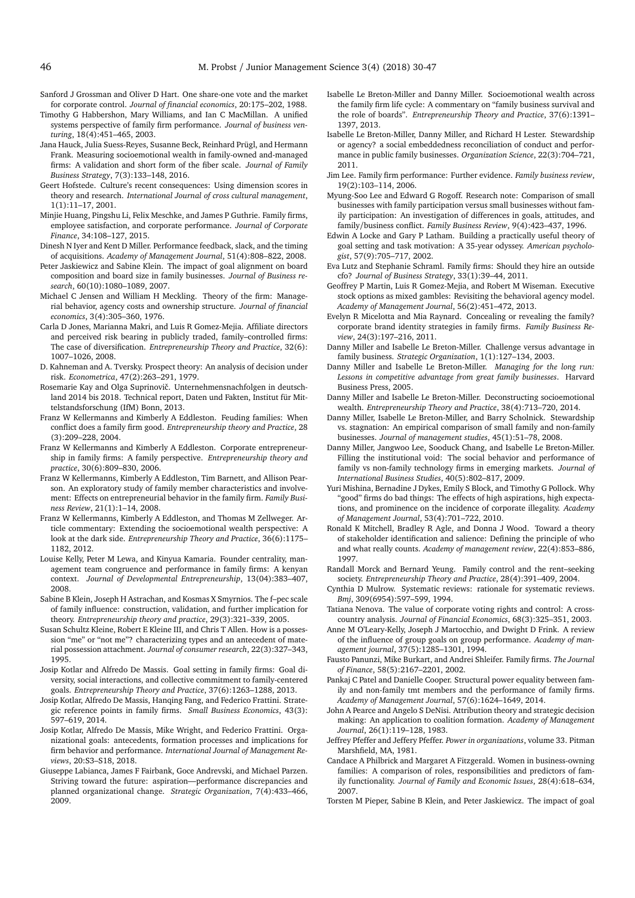Sanford J Grossman and Oliver D Hart. One share-one vote and the market for corporate control. *Journal of financial economics*, 20:175–202, 1988.

Timothy G Habbershon, Mary Williams, and Ian C MacMillan. A unified systems perspective of family firm performance. *Journal of business venturing*, 18(4):451–465, 2003.

Jana Hauck, Julia Suess-Reyes, Susanne Beck, Reinhard Prügl, and Hermann Frank. Measuring socioemotional wealth in family-owned and-managed firms: A validation and short form of the fiber scale. *Journal of Family Business Strategy*, 7(3):133–148, 2016.

Geert Hofstede. Culture's recent consequences: Using dimension scores in theory and research. *International Journal of cross cultural management*, 1(1):11–17, 2001.

Minjie Huang, Pingshu Li, Felix Meschke, and James P Guthrie. Family firms, employee satisfaction, and corporate performance. *Journal of Corporate Finance*, 34:108–127, 2015.

Dinesh N Iyer and Kent D Miller. Performance feedback, slack, and the timing of acquisitions. *Academy of Management Journal*, 51(4):808–822, 2008.

Peter Jaskiewicz and Sabine Klein. The impact of goal alignment on board composition and board size in family businesses. *Journal of Business research*, 60(10):1080–1089, 2007.

Michael C Jensen and William H Meckling. Theory of the firm: Managerial behavior, agency costs and ownership structure. *Journal of financial economics*, 3(4):305–360, 1976.

Carla D Jones, Marianna Makri, and Luis R Gomez-Mejia. Affiliate directors and perceived risk bearing in publicly traded, family–controlled firms: The case of diversification. *Entrepreneurship Theory and Practice*, 32(6): 1007–1026, 2008.

D. Kahneman and A. Tversky. Prospect theory: An analysis of decision under risk. *Econometrica*, 47(2):263–291, 1979.

Rosemarie Kay and Olga Suprinovič. Unternehmensnachfolgen in deutschland 2014 bis 2018. Technical report, Daten und Fakten, Institut für Mittelstandsforschung (IfM) Bonn, 2013.

Franz W Kellermanns and Kimberly A Eddleston. Feuding families: When conflict does a family firm good. *Entrepreneurship theory and Practice*, 28 (3):209–228, 2004.

Franz W Kellermanns and Kimberly A Eddleston. Corporate entrepreneurship in family firms: A family perspective. *Entrepreneurship theory and practice*, 30(6):809–830, 2006.

Franz W Kellermanns, Kimberly A Eddleston, Tim Barnett, and Allison Pearson. An exploratory study of family member characteristics and involvement: Effects on entrepreneurial behavior in the family firm. *Family Business Review*, 21(1):1–14, 2008.

Franz W Kellermanns, Kimberly A Eddleston, and Thomas M Zellweger. Article commentary: Extending the socioemotional wealth perspective: A look at the dark side. *Entrepreneurship Theory and Practice*, 36(6):1175–1182, 2012.

Louise Kelly, Peter M Lewa, and Kinyua Kamaria. Founder centrality, management team congruence and performance in family firms: A kenyan context. *Journal of Developmental Entrepreneurship*, 13(04):383–407, 2008.

Sabine B Klein, Joseph H Astrachan, and Kosmas X Smyrnios. The f–pec scale of family influence: construction, validation, and further implication for theory. *Entrepreneurship theory and practice*, 29(3):321–339, 2005.

Susan Schultz Kleine, Robert E Kleine III, and Chris T Allen. How is a possession "me" or "not me"? characterizing types and an antecedent of material possession attachment. *Journal of consumer research*, 22(3):327–343, 1995.

Josip Kotlar and Alfredo De Massis. Goal setting in family firms: Goal diversity, social interactions, and collective commitment to family-centered goals. *Entrepreneurship Theory and Practice*, 37(6):1263–1288, 2013.

Josip Kotlar, Alfredo De Massis, Hanqing Fang, and Federico Frattini. Strategic reference points in family firms. *Small Business Economics*, 43(3): 597–619, 2014.

Josip Kotlar, Alfredo De Massis, Mike Wright, and Federico Frattini. Organizational goals: antecedents, formation processes and implications for firm behavior and performance. *International Journal of Management Reviews*, 20:S3–S18, 2018.

Giuseppe Labianca, James F Fairbank, Goce Andrevski, and Michael Parzen. Striving toward the future: aspiration—performance discrepancies and planned organizational change. *Strategic Organization*, 7(4):433–466, 2009.

Isabelle Le Breton-Miller and Danny Miller. Socioemotional wealth across the family firm life cycle: A commentary on "family business survival and the role of boards". *Entrepreneurship Theory and Practice*, 37(6):1391–1397, 2013.

Isabelle Le Breton-Miller, Danny Miller, and Richard H Lester. Stewardship or agency? a social embeddedness reconciliation of conduct and performance in public family businesses. *Organization Science*, 22(3):704–721, 2011.

Jim Lee. Family firm performance: Further evidence. *Family business review*, 19(2):103–114, 2006.

Myung-Soo Lee and Edward G Rogoff. Research note: Comparison of small businesses with family participation versus small businesses without family participation: An investigation of differences in goals, attitudes, and family/business conflict. *Family Business Review*, 9(4):423–437, 1996.

Edwin A Locke and Gary P Latham. Building a practically useful theory of goal setting and task motivation: A 35-year odyssey. *American psychologist*, 57(9):705–717, 2002.

Eva Lutz and Stephanie Schraml. Family firms: Should they hire an outside cfo? *Journal of Business Strategy*, 33(1):39–44, 2011.

Geoffrey P Martin, Luis R Gomez-Mejia, and Robert M Wiseman. Executive stock options as mixed gambles: Revisiting the behavioral agency model. *Academy of Management Journal*, 56(2):451–472, 2013.

Evelyn R Micelotta and Mia Raynard. Concealing or revealing the family? corporate brand identity strategies in family firms. *Family Business Review*, 24(3):197–216, 2011.

Danny Miller and Isabelle Le Breton-Miller. Challenge versus advantage in family business. *Strategic Organization*, 1(1):127–134, 2003.

Danny Miller and Isabelle Le Breton-Miller. *Managing for the long run: Lessons in competitive advantage from great family businesses*. Harvard Business Press, 2005.

Danny Miller and Isabelle Le Breton-Miller. Deconstructing socioemotional wealth. *Entrepreneurship Theory and Practice*, 38(4):713–720, 2014.

Danny Miller, Isabelle Le Breton-Miller, and Barry Scholnick. Stewardship vs. stagnation: An empirical comparison of small family and non-family businesses. *Journal of management studies*, 45(1):51–78, 2008.

Danny Miller, Jangwoo Lee, Sooduck Chang, and Isabelle Le Breton-Miller. Filling the institutional void: The social behavior and performance of family vs non-family technology firms in emerging markets. *Journal of International Business Studies*, 40(5):802–817, 2009.

Yuri Mishina, Bernadine J Dykes, Emily S Block, and Timothy G Pollock. Why "good" firms do bad things: The effects of high aspirations, high expectations, and prominence on the incidence of corporate illegality. *Academy of Management Journal*, 53(4):701–722, 2010.

Ronald K Mitchell, Bradley R Agle, and Donna J Wood. Toward a theory of stakeholder identification and salience: Defining the principle of who and what really counts. *Academy of management review*, 22(4):853–886, 1997.

Randall Morck and Bernard Yeung. Family control and the rent–seeking society. *Entrepreneurship Theory and Practice*, 28(4):391–409, 2004.

Cynthia D Mulrow. Systematic reviews: rationale for systematic reviews. *Bmj*, 309(6954):597–599, 1994.

Tatiana Nenova. The value of corporate voting rights and control: A cross-country analysis. *Journal of Financial Economics*, 68(3):325–351, 2003.

Anne M O'Leary-Kelly, Joseph J Martocchio, and Dwight D Frink. A review of the influence of group goals on group performance. *Academy of management journal*, 37(5):1285–1301, 1994.

Fausto Panunzi, Mike Burkart, and Andrei Shleifer. Family firms. *The Journal of Finance*, 58(5):2167–2201, 2002.

Pankaj C Patel and Danielle Cooper. Structural power equality between family and non-family tmt members and the performance of family firms. *Academy of Management Journal*, 57(6):1624–1649, 2014.

John A Pearce and Angelo S DeNisi. Attribution theory and strategic decision making: An application to coalition formation. *Academy of Management Journal*, 26(1):119–128, 1983.

Jeffrey Pfeffer and Jeffery Pfeffer. *Power in organizations*, volume 33. Pitman Marshfield, MA, 1981.

Candace A Philbrick and Margaret A Fitzgerald. Women in business-owning families: A comparison of roles, responsibilities and predictors of family functionality. *Journal of Family and Economic Issues*, 28(4):618–634, 2007.

Torsten M Pieper, Sabine B Klein, and Peter Jaskiewicz. The impact of goal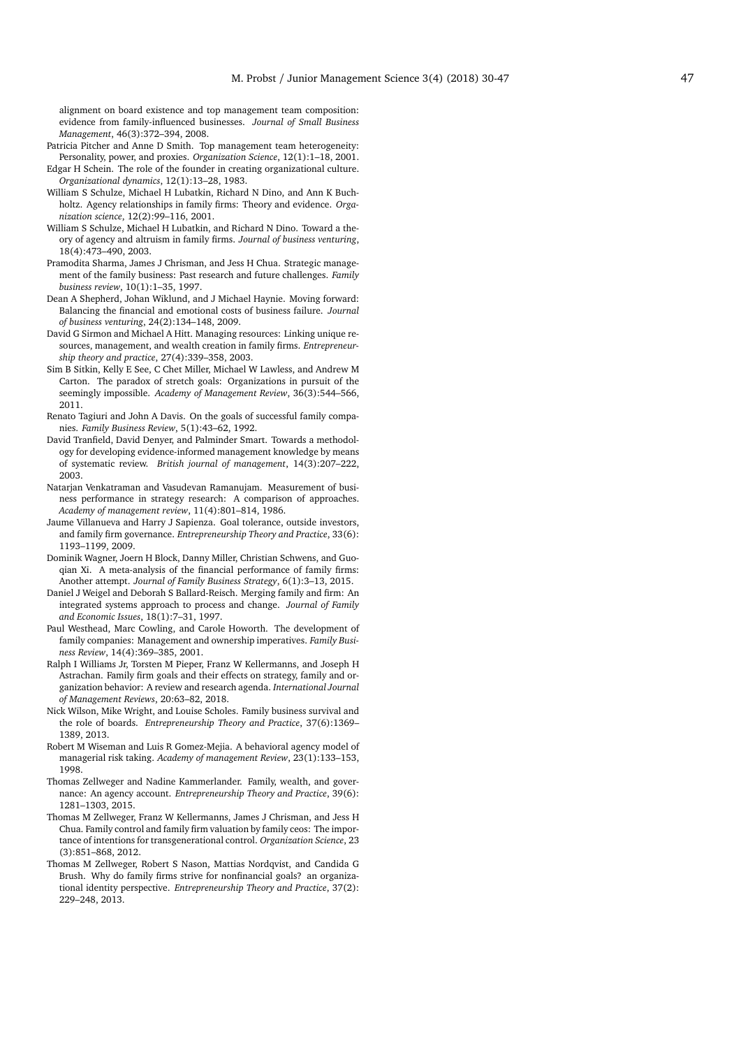alignment on board existence and top management team composition: evidence from family-influenced businesses. *Journal of Small Business Management*, 46(3):372–394, 2008.

Patricia Pitcher and Anne D Smith. Top management team heterogeneity: Personality, power, and proxies. *Organization Science*, 12(1):1–18, 2001.

Edgar H Schein. The role of the founder in creating organizational culture. *Organizational dynamics*, 12(1):13–28, 1983.

William S Schulze, Michael H Lubatkin, Richard N Dino, and Ann K Buchholtz. Agency relationships in family firms: Theory and evidence. *Organization science*, 12(2):99–116, 2001.

William S Schulze, Michael H Lubatkin, and Richard N Dino. Toward a theory of agency and altruism in family firms. *Journal of business venturing*, 18(4):473–490, 2003.

Pramodita Sharma, James J Chrisman, and Jess H Chua. Strategic management of the family business: Past research and future challenges. *Family business review*, 10(1):1–35, 1997.

Dean A Shepherd, Johan Wiklund, and J Michael Haynie. Moving forward: Balancing the financial and emotional costs of business failure. *Journal of business venturing*, 24(2):134–148, 2009.

David G Sirmon and Michael A Hitt. Managing resources: Linking unique resources, management, and wealth creation in family firms. *Entrepreneurship theory and practice*, 27(4):339–358, 2003.

Sim B Sitkin, Kelly E See, C Chet Miller, Michael W Lawless, and Andrew M Carton. The paradox of stretch goals: Organizations in pursuit of the seemingly impossible. *Academy of Management Review*, 36(3):544–566, 2011.

Renato Tagiuri and John A Davis. On the goals of successful family companies. *Family Business Review*, 5(1):43–62, 1992.

David Tranfield, David Denyer, and Palminder Smart. Towards a methodology for developing evidence-informed management knowledge by means of systematic review. *British journal of management*, 14(3):207–222, 2003.

Natarjan Venkatraman and Vasudevan Ramanujam. Measurement of business performance in strategy research: A comparison of approaches. *Academy of management review*, 11(4):801–814, 1986.

Jaume Villanueva and Harry J Sapienza. Goal tolerance, outside investors, and family firm governance. *Entrepreneurship Theory and Practice*, 33(6): 1193–1199, 2009.

Dominik Wagner, Joern H Block, Danny Miller, Christian Schwens, and Guoqian Xi. A meta-analysis of the financial performance of family firms: Another attempt. *Journal of Family Business Strategy*, 6(1):3–13, 2015.

Daniel J Weigel and Deborah S Ballard-Reisch. Merging family and firm: An integrated systems approach to process and change. *Journal of Family and Economic Issues*, 18(1):7–31, 1997.

Paul Westhead, Marc Cowling, and Carole Howorth. The development of family companies: Management and ownership imperatives. *Family Business Review*, 14(4):369–385, 2001.

Ralph I Williams Jr, Torsten M Pieper, Franz W Kellermanns, and Joseph H Astrachan. Family firm goals and their effects on strategy, family and organization behavior: A review and research agenda. *International Journal of Management Reviews*, 20:63–82, 2018.

Nick Wilson, Mike Wright, and Louise Scholes. Family business survival and the role of boards. *Entrepreneurship Theory and Practice*, 37(6):1369–1389, 2013.

Robert M Wiseman and Luis R Gomez-Mejia. A behavioral agency model of managerial risk taking. *Academy of management Review*, 23(1):133–153, 1998.

Thomas Zellweger and Nadine Kammerlander. Family, wealth, and governance: An agency account. *Entrepreneurship Theory and Practice*, 39(6): 1281–1303, 2015.

Thomas M Zellweger, Franz W Kellermanns, James J Chrisman, and Jess H Chua. Family control and family firm valuation by family ceos: The importance of intentions for transgenerational control. *Organization Science*, 23 (3):851–868, 2012.

Thomas M Zellweger, Robert S Nason, Mattias Nordqvist, and Candida G Brush. Why do family firms strive for nonfinancial goals? an organizational identity perspective. *Entrepreneurship Theory and Practice*, 37(2): 229–248, 2013.